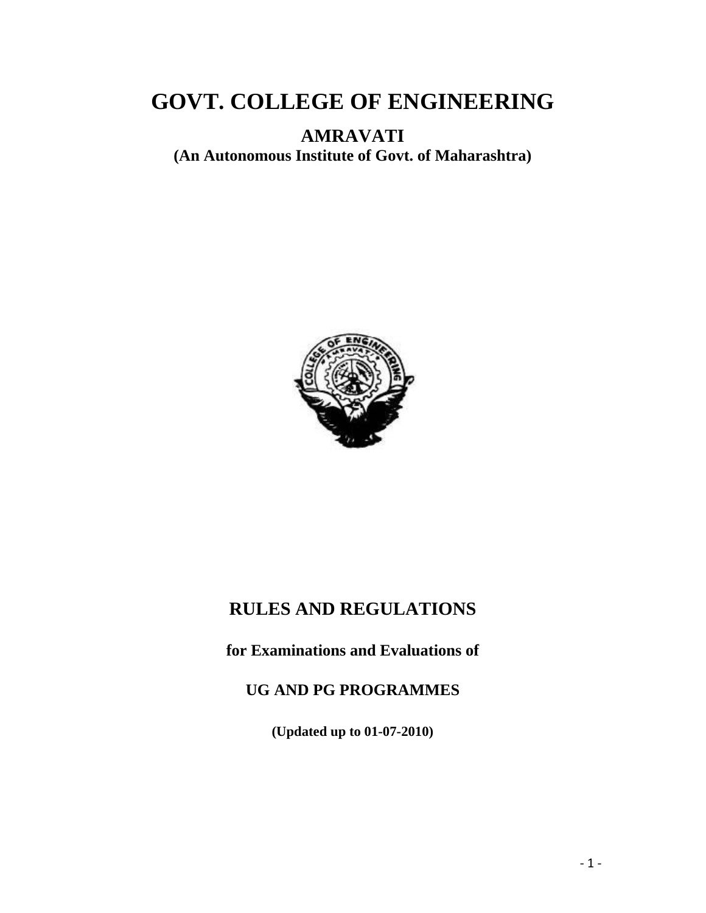# GOVT. COLLEGE OF ENGINEERING

**AMRAVATI**

**(An Autonomous Institute of Govt. of Maharashtra)**

## RULES AND REGULATIONS

**for Examinations and Evaluations of**

**UG AND PG PROGRAMMES**

**(Updated up to 01-07-2010)**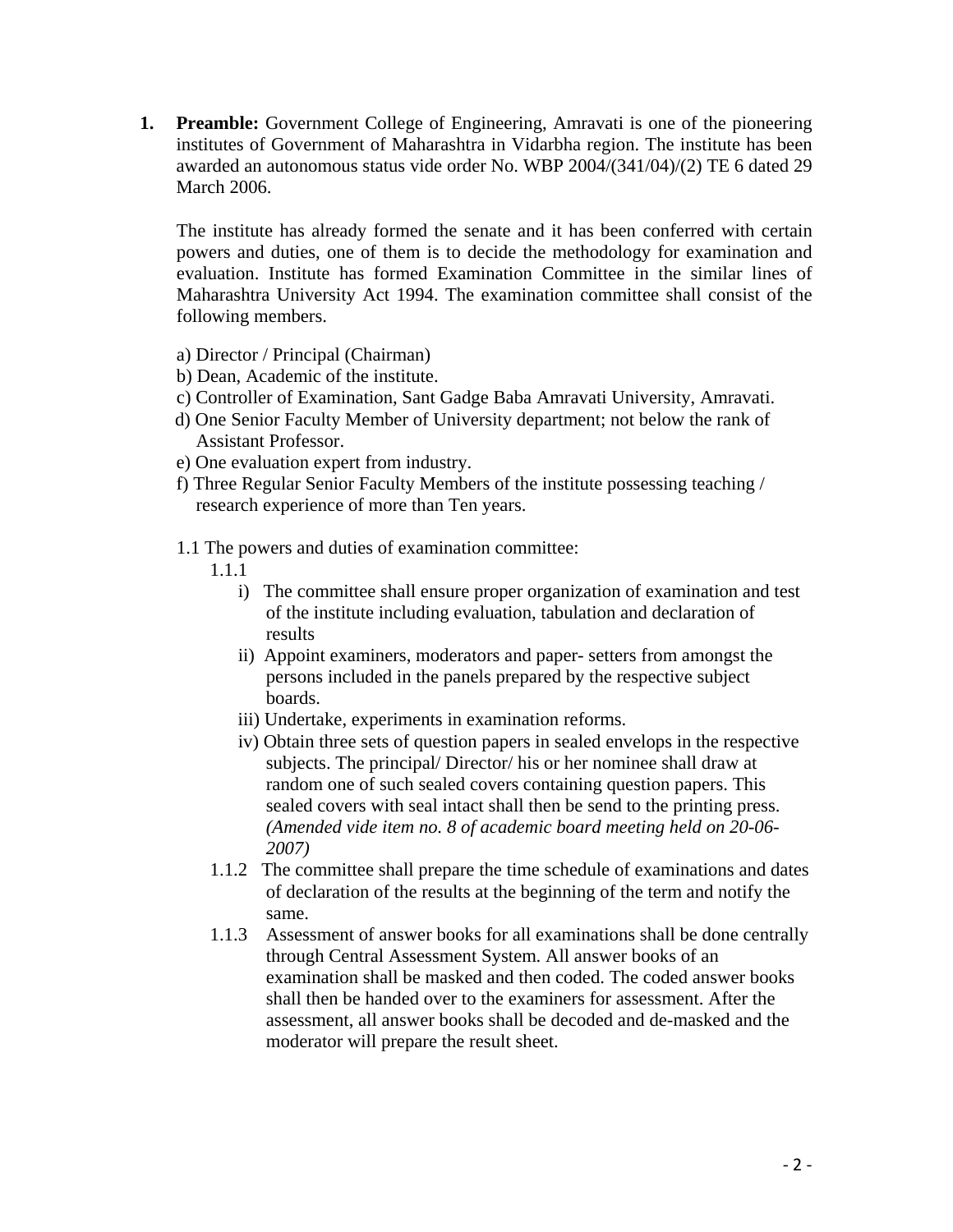1. **Preamble:** Government College of Engineering, Amravati is one of the pioneering institutes of Government of Maharashtra in Vidarbha region. The institute has been awarded an autonomous status vide order No. WBP 2004/(341/04)/(2) TE 6 dated 29 March 2006.

   The institute has already formed the senate and it has been conferred with certain powers and duties, one of them is to decide the methodology for examination and evaluation. Institute has formed Examination Committee in the similar lines of Maharashtra University Act 1994. The examination committee shall consist of the following members.

   a) Director / Principal (Chairman)
   b) Dean, Academic of the institute.
   c) Controller of Examination, Sant Gadge Baba Amravati University, Amravati.
   d) One Senior Faculty Member of University department; not below the rank of Assistant Professor.
   e) One evaluation expert from industry.
   f) Three Regular Senior Faculty Members of the institute possessing teaching / research experience of more than Ten years.

   1.1 The powers and duties of examination committee:

   1.1.1
   - i) The committee shall ensure proper organization of examination and test of the institute including evaluation, tabulation and declaration of results
   - ii) Appoint examiners, moderators and paper- setters from amongst the persons included in the panels prepared by the respective subject boards.
   - iii) Undertake, experiments in examination reforms.
   - iv) Obtain three sets of question papers in sealed envelops in the respective subjects. The principal/ Director/ his or her nominee shall draw at random one of such sealed covers containing question papers. This sealed covers with seal intact shall then be send to the printing press. *(Amended vide item no. 8 of academic board meeting held on 20-06-2007)*

   1.1.2 The committee shall prepare the time schedule of examinations and dates of declaration of the results at the beginning of the term and notify the same.

   1.1.3 Assessment of answer books for all examinations shall be done centrally through Central Assessment System. All answer books of an examination shall be masked and then coded. The coded answer books shall then be handed over to the examiners for assessment. After the assessment, all answer books shall be decoded and de-masked and the moderator will prepare the result sheet.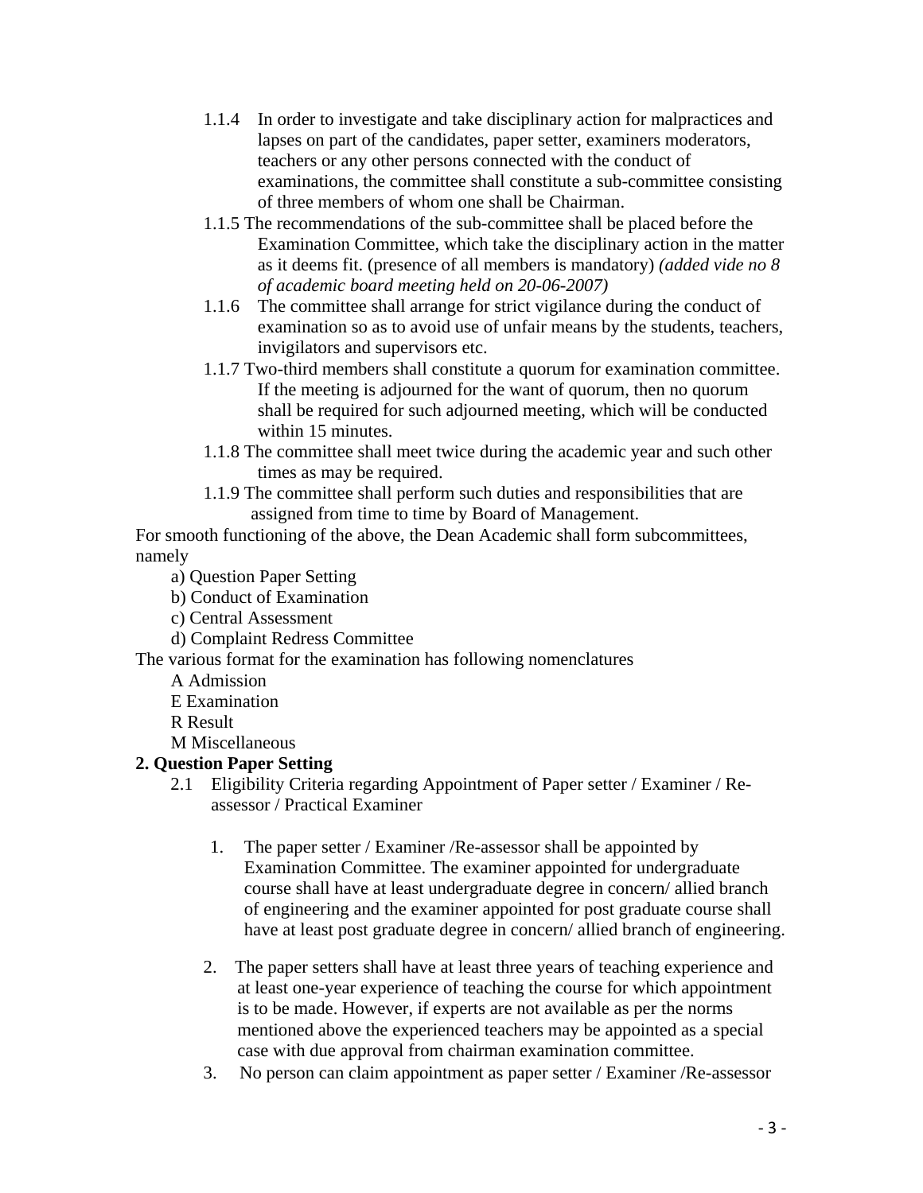1.1.4 In order to investigate and take disciplinary action for malpractices and lapses on part of the candidates, paper setter, examiners moderators, teachers or any other persons connected with the conduct of examinations, the committee shall constitute a sub-committee consisting of three members of whom one shall be Chairman.

1.1.5 The recommendations of the sub-committee shall be placed before the Examination Committee, which take the disciplinary action in the matter as it deems fit. (presence of all members is mandatory) *(added vide no 8 of academic board meeting held on 20-06-2007)*

1.1.6 The committee shall arrange for strict vigilance during the conduct of examination so as to avoid use of unfair means by the students, teachers, invigilators and supervisors etc.

1.1.7 Two-third members shall constitute a quorum for examination committee. If the meeting is adjourned for the want of quorum, then no quorum shall be required for such adjourned meeting, which will be conducted within 15 minutes.

1.1.8 The committee shall meet twice during the academic year and such other times as may be required.

1.1.9 The committee shall perform such duties and responsibilities that are assigned from time to time by Board of Management.

For smooth functioning of the above, the Dean Academic shall form subcommittees, namely

a) Question Paper Setting
b) Conduct of Examination
c) Central Assessment
d) Complaint Redress Committee

The various format for the examination has following nomenclatures

A Admission
E Examination
R Result
M Miscellaneous

**2. Question Paper Setting**

2.1 Eligibility Criteria regarding Appointment of Paper setter / Examiner / Re-assessor / Practical Examiner

1. The paper setter / Examiner /Re-assessor shall be appointed by Examination Committee. The examiner appointed for undergraduate course shall have at least undergraduate degree in concern/ allied branch of engineering and the examiner appointed for post graduate course shall have at least post graduate degree in concern/ allied branch of engineering.

2. The paper setters shall have at least three years of teaching experience and at least one-year experience of teaching the course for which appointment is to be made. However, if experts are not available as per the norms mentioned above the experienced teachers may be appointed as a special case with due approval from chairman examination committee.

3. No person can claim appointment as paper setter / Examiner /Re-assessor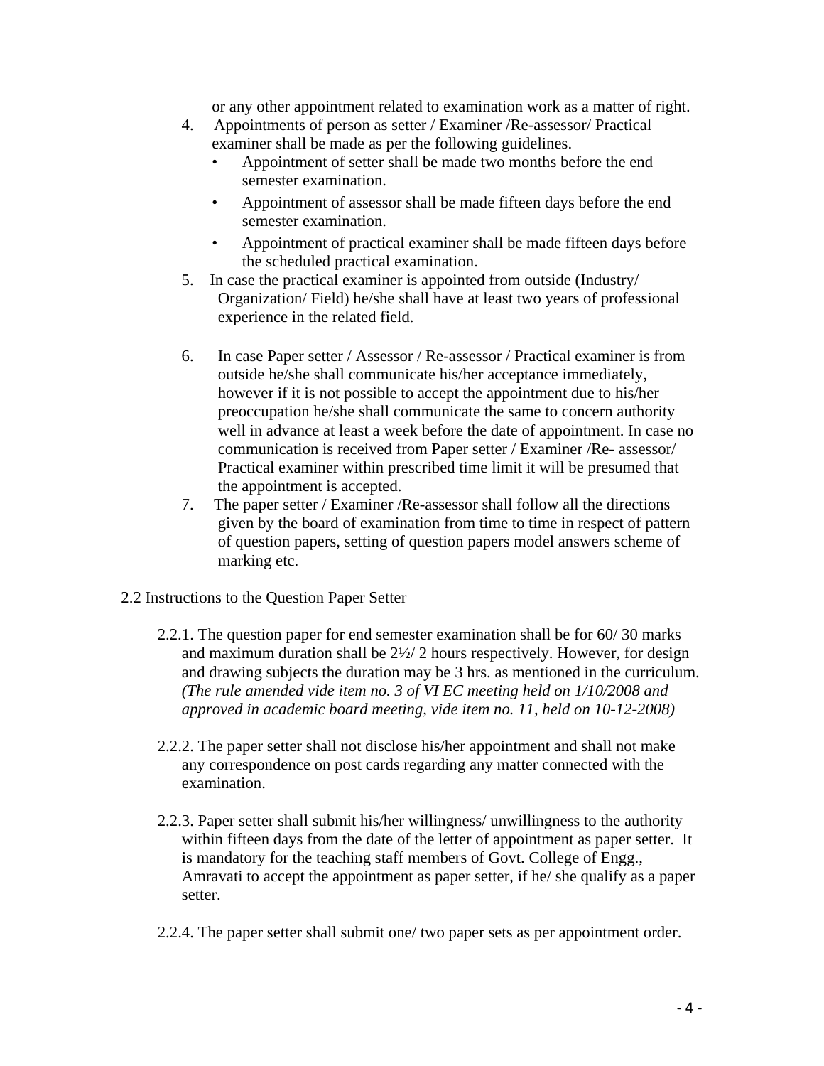or any other appointment related to examination work as a matter of right.

4. Appointments of person as setter / Examiner /Re-assessor/ Practical examiner shall be made as per the following guidelines.
   - Appointment of setter shall be made two months before the end semester examination.
   - Appointment of assessor shall be made fifteen days before the end semester examination.
   - Appointment of practical examiner shall be made fifteen days before the scheduled practical examination.
5. In case the practical examiner is appointed from outside (Industry/ Organization/ Field) he/she shall have at least two years of professional experience in the related field.

6. In case Paper setter / Assessor / Re-assessor / Practical examiner is from outside he/she shall communicate his/her acceptance immediately, however if it is not possible to accept the appointment due to his/her preoccupation he/she shall communicate the same to concern authority well in advance at least a week before the date of appointment. In case no communication is received from Paper setter / Examiner /Re- assessor/ Practical examiner within prescribed time limit it will be presumed that the appointment is accepted.
7. The paper setter / Examiner /Re-assessor shall follow all the directions given by the board of examination from time to time in respect of pattern of question papers, setting of question papers model answers scheme of marking etc.

2.2 Instructions to the Question Paper Setter

2.2.1. The question paper for end semester examination shall be for 60/ 30 marks and maximum duration shall be 2½/ 2 hours respectively. However, for design and drawing subjects the duration may be 3 hrs. as mentioned in the curriculum. *(The rule amended vide item no. 3 of VI EC meeting held on 1/10/2008 and approved in academic board meeting, vide item no. 11, held on 10-12-2008)*

2.2.2. The paper setter shall not disclose his/her appointment and shall not make any correspondence on post cards regarding any matter connected with the examination.

2.2.3. Paper setter shall submit his/her willingness/ unwillingness to the authority within fifteen days from the date of the letter of appointment as paper setter. It is mandatory for the teaching staff members of Govt. College of Engg., Amravati to accept the appointment as paper setter, if he/ she qualify as a paper setter.

2.2.4. The paper setter shall submit one/ two paper sets as per appointment order.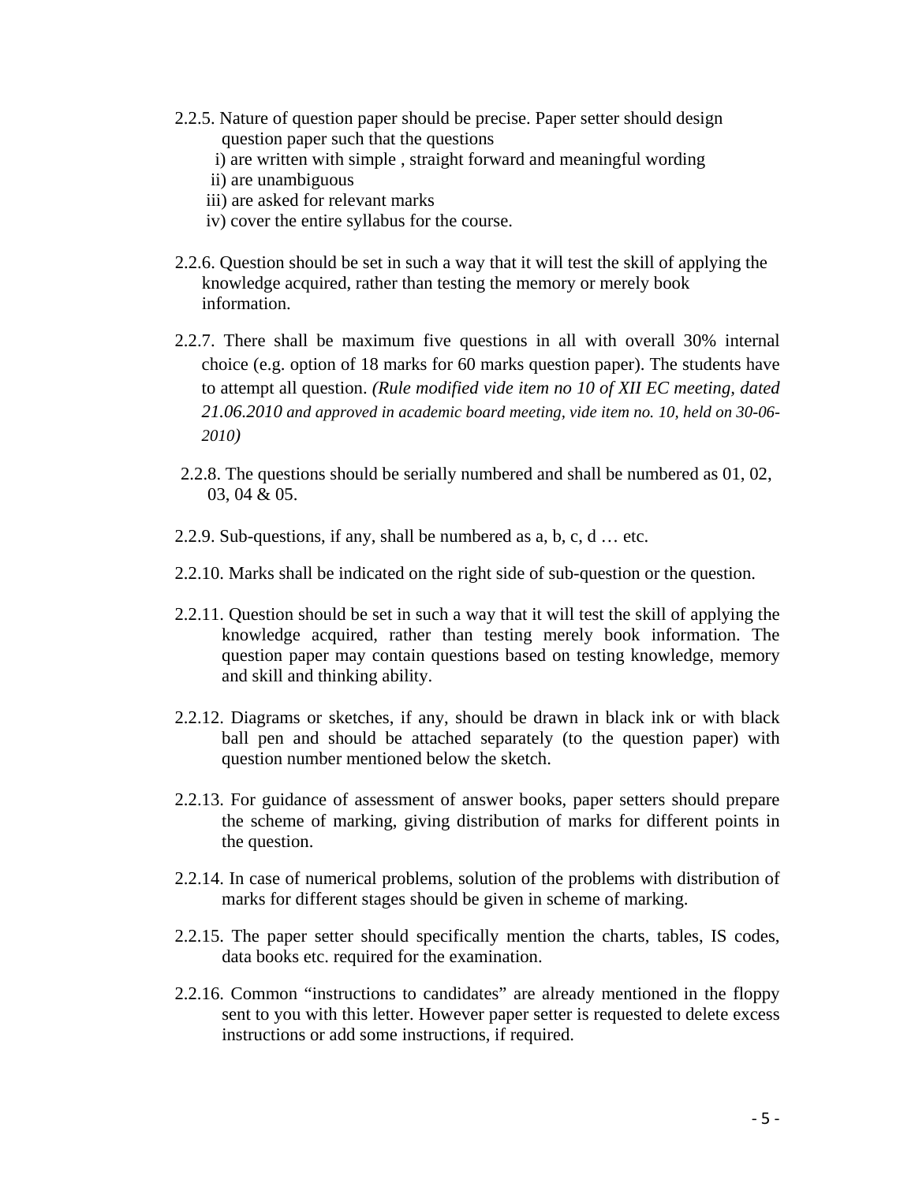2.2.5. Nature of question paper should be precise. Paper setter should design question paper such that the questions

i) are written with simple , straight forward and meaningful wording

ii) are unambiguous

iii) are asked for relevant marks

iv) cover the entire syllabus for the course.

2.2.6. Question should be set in such a way that it will test the skill of applying the knowledge acquired, rather than testing the memory or merely book information.

2.2.7. There shall be maximum five questions in all with overall 30% internal choice (e.g. option of 18 marks for 60 marks question paper). The students have to attempt all question. *(Rule modified vide item no 10 of XII EC meeting, dated 21.06.2010 and approved in academic board meeting, vide item no. 10, held on 30-06-2010)*

2.2.8. The questions should be serially numbered and shall be numbered as 01, 02, 03, 04 & 05.

2.2.9. Sub-questions, if any, shall be numbered as a, b, c, d … etc.

2.2.10. Marks shall be indicated on the right side of sub-question or the question.

2.2.11. Question should be set in such a way that it will test the skill of applying the knowledge acquired, rather than testing merely book information. The question paper may contain questions based on testing knowledge, memory and skill and thinking ability.

2.2.12. Diagrams or sketches, if any, should be drawn in black ink or with black ball pen and should be attached separately (to the question paper) with question number mentioned below the sketch.

2.2.13. For guidance of assessment of answer books, paper setters should prepare the scheme of marking, giving distribution of marks for different points in the question.

2.2.14. In case of numerical problems, solution of the problems with distribution of marks for different stages should be given in scheme of marking.

2.2.15. The paper setter should specifically mention the charts, tables, IS codes, data books etc. required for the examination.

2.2.16. Common "instructions to candidates" are already mentioned in the floppy sent to you with this letter. However paper setter is requested to delete excess instructions or add some instructions, if required.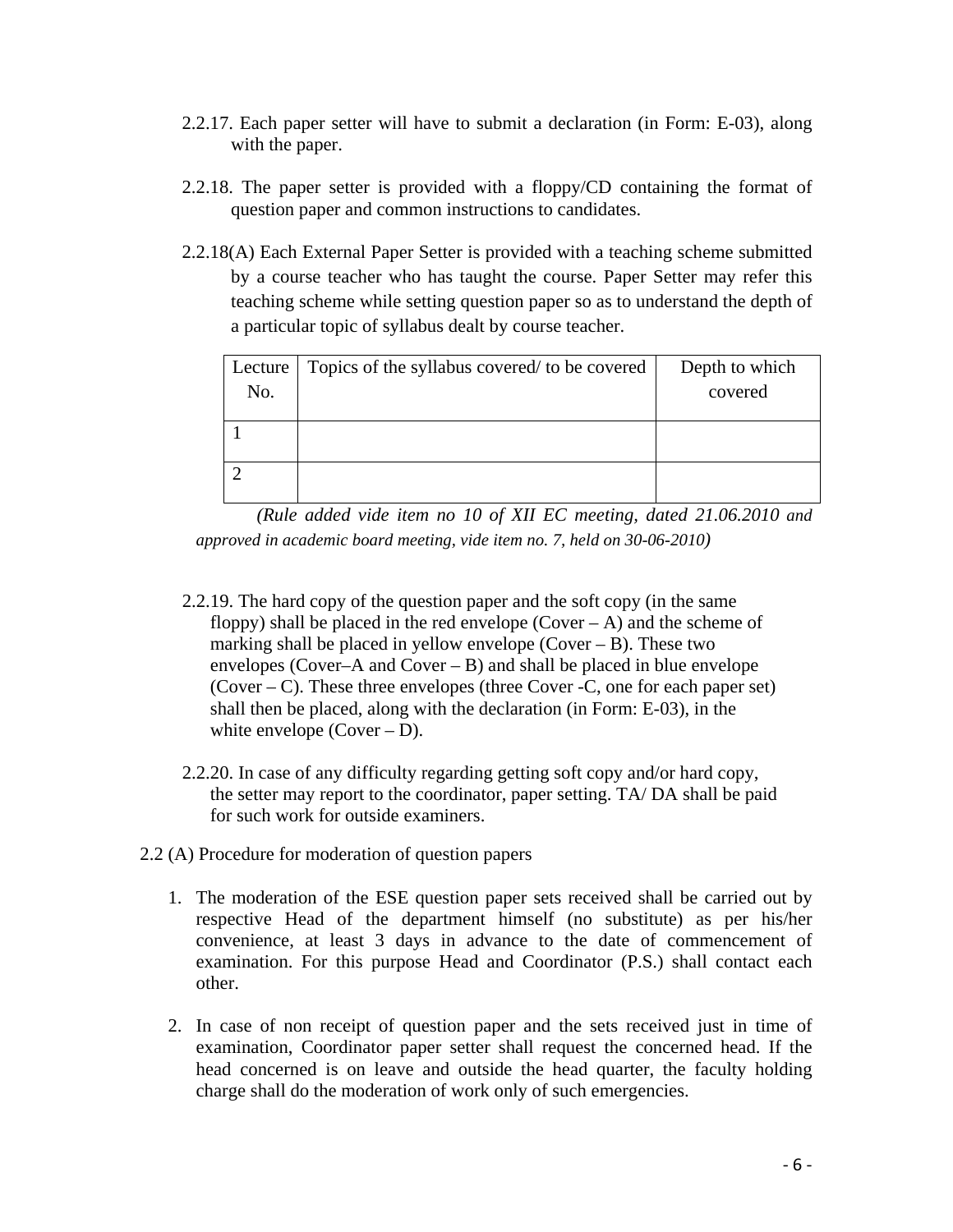2.2.17. Each paper setter will have to submit a declaration (in Form: E-03), along with the paper.

2.2.18. The paper setter is provided with a floppy/CD containing the format of question paper and common instructions to candidates.

2.2.18(A) Each External Paper Setter is provided with a teaching scheme submitted by a course teacher who has taught the course. Paper Setter may refer this teaching scheme while setting question paper so as to understand the depth of a particular topic of syllabus dealt by course teacher.

| Lecture No. | Topics of the syllabus covered/ to be covered | Depth to which covered |
|---|---|---|
| 1 | | |
| 2 | | |

*(Rule added vide item no 10 of XII EC meeting, dated 21.06.2010 and approved in academic board meeting, vide item no. 7, held on 30-06-2010)*

2.2.19. The hard copy of the question paper and the soft copy (in the same floppy) shall be placed in the red envelope (Cover – A) and the scheme of marking shall be placed in yellow envelope (Cover – B). These two envelopes (Cover–A and Cover – B) and shall be placed in blue envelope (Cover – C). These three envelopes (three Cover -C, one for each paper set) shall then be placed, along with the declaration (in Form: E-03), in the white envelope (Cover – D).

2.2.20. In case of any difficulty regarding getting soft copy and/or hard copy, the setter may report to the coordinator, paper setting. TA/ DA shall be paid for such work for outside examiners.

2.2 (A) Procedure for moderation of question papers

1. The moderation of the ESE question paper sets received shall be carried out by respective Head of the department himself (no substitute) as per his/her convenience, at least 3 days in advance to the date of commencement of examination. For this purpose Head and Coordinator (P.S.) shall contact each other.
2. In case of non receipt of question paper and the sets received just in time of examination, Coordinator paper setter shall request the concerned head. If the head concerned is on leave and outside the head quarter, the faculty holding charge shall do the moderation of work only of such emergencies.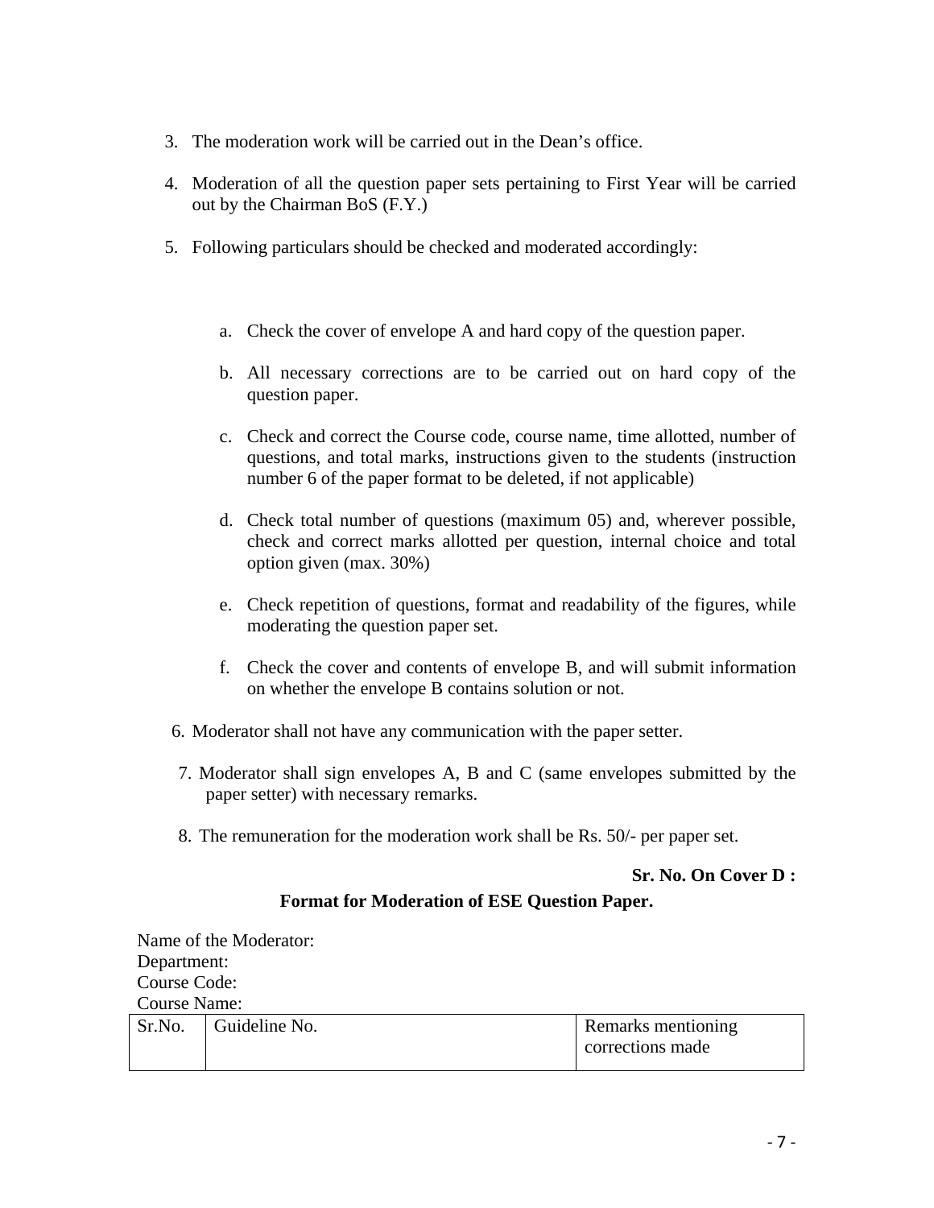3. The moderation work will be carried out in the Dean's office.

4. Moderation of all the question paper sets pertaining to First Year will be carried out by the Chairman BoS (F.Y.)

5. Following particulars should be checked and moderated accordingly:

   a. Check the cover of envelope A and hard copy of the question paper.

   b. All necessary corrections are to be carried out on hard copy of the question paper.

   c. Check and correct the Course code, course name, time allotted, number of questions, and total marks, instructions given to the students (instruction number 6 of the paper format to be deleted, if not applicable)

   d. Check total number of questions (maximum 05) and, wherever possible, check and correct marks allotted per question, internal choice and total option given (max. 30%)

   e. Check repetition of questions, format and readability of the figures, while moderating the question paper set.

   f. Check the cover and contents of envelope B, and will submit information on whether the envelope B contains solution or not.

6. Moderator shall not have any communication with the paper setter.

7. Moderator shall sign envelopes A, B and C (same envelopes submitted by the paper setter) with necessary remarks.

8. The remuneration for the moderation work shall be Rs. 50/- per paper set.

**Sr. No. On Cover D :**

**Format for Moderation of ESE Question Paper.**

Name of the Moderator:
Department:
Course Code:
Course Name:

| Sr.No. | Guideline No. | Remarks mentioning corrections made |
|---|---|---|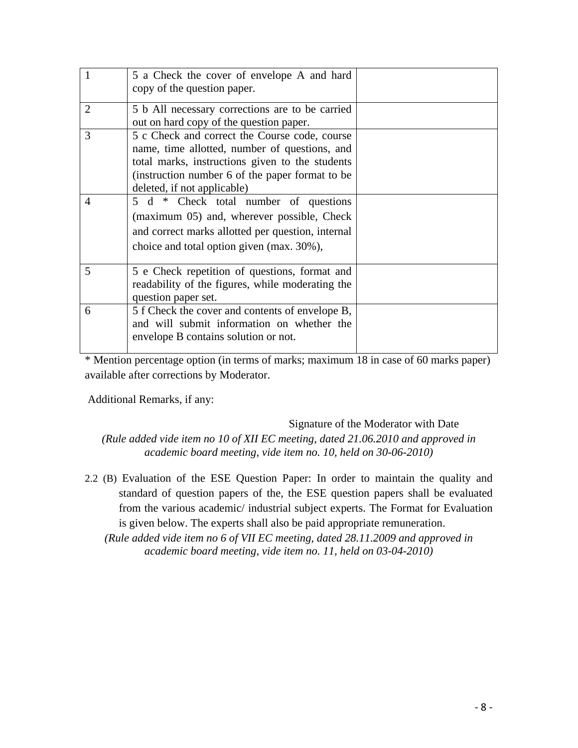| | | |
|---|---|---|
| 1 | 5 a Check the cover of envelope A and hard copy of the question paper. | |
| 2 | 5 b All necessary corrections are to be carried out on hard copy of the question paper. | |
| 3 | 5 c Check and correct the Course code, course name, time allotted, number of questions, and total marks, instructions given to the students (instruction number 6 of the paper format to be deleted, if not applicable) | |
| 4 | 5 d * Check total number of questions (maximum 05) and, wherever possible, Check and correct marks allotted per question, internal choice and total option given (max. 30%), | |
| 5 | 5 e Check repetition of questions, format and readability of the figures, while moderating the question paper set. | |
| 6 | 5 f Check the cover and contents of envelope B, and will submit information on whether the envelope B contains solution or not. | |

* Mention percentage option (in terms of marks; maximum 18 in case of 60 marks paper) available after corrections by Moderator.

Additional Remarks, if any:

Signature of the Moderator with Date

*(Rule added vide item no 10 of XII EC meeting, dated 21.06.2010 and approved in academic board meeting, vide item no. 10, held on 30-06-2010)*

2.2 (B) Evaluation of the ESE Question Paper: In order to maintain the quality and standard of question papers of the, the ESE question papers shall be evaluated from the various academic/ industrial subject experts. The Format for Evaluation is given below. The experts shall also be paid appropriate remuneration.

*(Rule added vide item no 6 of VII EC meeting, dated 28.11.2009 and approved in academic board meeting, vide item no. 11, held on 03-04-2010)*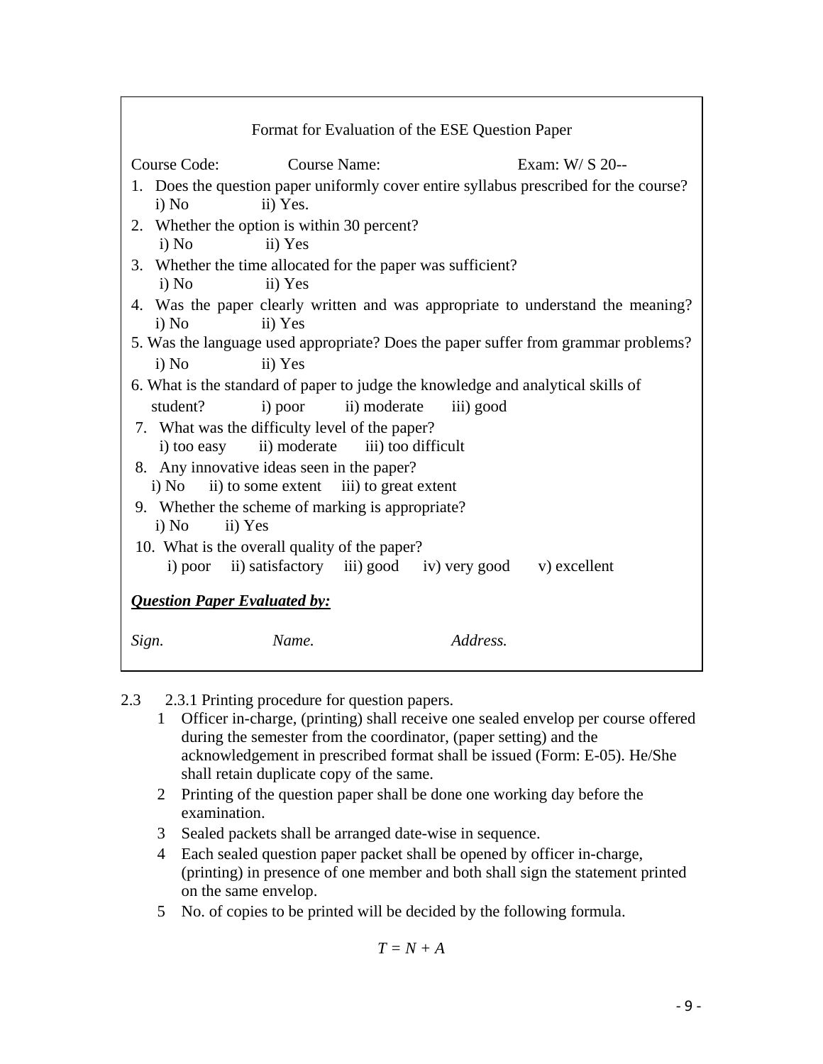Format for Evaluation of the ESE Question Paper

Course Code: Course Name: Exam: W/ S 20--

1. Does the question paper uniformly cover entire syllabus prescribed for the course?
   i) No ii) Yes.
2. Whether the option is within 30 percent?
   i) No ii) Yes
3. Whether the time allocated for the paper was sufficient?
   i) No ii) Yes
4. Was the paper clearly written and was appropriate to understand the meaning?
   i) No ii) Yes
5. Was the language used appropriate? Does the paper suffer from grammar problems?
   i) No ii) Yes
6. What is the standard of paper to judge the knowledge and analytical skills of student? i) poor ii) moderate iii) good
7. What was the difficulty level of the paper?
   i) too easy ii) moderate iii) too difficult
8. Any innovative ideas seen in the paper?
   i) No ii) to some extent iii) to great extent
9. Whether the scheme of marking is appropriate?
   i) No ii) Yes
10. What is the overall quality of the paper?
    i) poor ii) satisfactory iii) good iv) very good v) excellent

***<u>Question Paper Evaluated by:</u>***

*Sign.* *Name.* *Address.*

2.3 2.3.1 Printing procedure for question papers.

1. Officer in-charge, (printing) shall receive one sealed envelop per course offered during the semester from the coordinator, (paper setting) and the acknowledgement in prescribed format shall be issued (Form: E-05). He/She shall retain duplicate copy of the same.
2. Printing of the question paper shall be done one working day before the examination.
3. Sealed packets shall be arranged date-wise in sequence.
4. Each sealed question paper packet shall be opened by officer in-charge, (printing) in presence of one member and both shall sign the statement printed on the same envelop.
5. No. of copies to be printed will be decided by the following formula.

$$T = N + A$$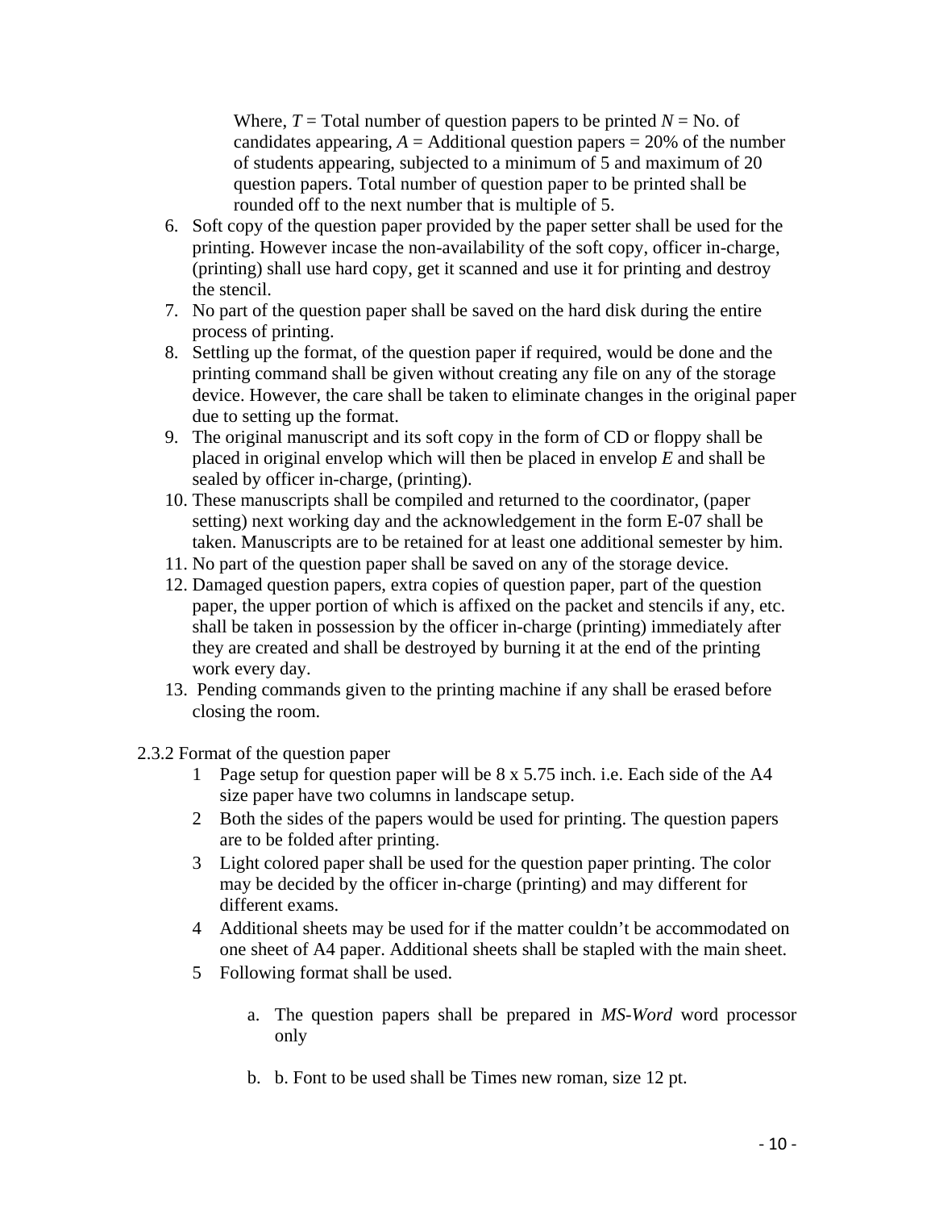Where, $T$ = Total number of question papers to be printed $N$ = No. of candidates appearing, $A$ = Additional question papers = 20% of the number of students appearing, subjected to a minimum of 5 and maximum of 20 question papers. Total number of question paper to be printed shall be rounded off to the next number that is multiple of 5.

6. Soft copy of the question paper provided by the paper setter shall be used for the printing. However incase the non-availability of the soft copy, officer in-charge, (printing) shall use hard copy, get it scanned and use it for printing and destroy the stencil.
7. No part of the question paper shall be saved on the hard disk during the entire process of printing.
8. Settling up the format, of the question paper if required, would be done and the printing command shall be given without creating any file on any of the storage device. However, the care shall be taken to eliminate changes in the original paper due to setting up the format.
9. The original manuscript and its soft copy in the form of CD or floppy shall be placed in original envelop which will then be placed in envelop *E* and shall be sealed by officer in-charge, (printing).
10. These manuscripts shall be compiled and returned to the coordinator, (paper setting) next working day and the acknowledgement in the form E-07 shall be taken. Manuscripts are to be retained for at least one additional semester by him.
11. No part of the question paper shall be saved on any of the storage device.
12. Damaged question papers, extra copies of question paper, part of the question paper, the upper portion of which is affixed on the packet and stencils if any, etc. shall be taken in possession by the officer in-charge (printing) immediately after they are created and shall be destroyed by burning it at the end of the printing work every day.
13. Pending commands given to the printing machine if any shall be erased before closing the room.

2.3.2 Format of the question paper

1 Page setup for question paper will be 8 x 5.75 inch. i.e. Each side of the A4 size paper have two columns in landscape setup.

2 Both the sides of the papers would be used for printing. The question papers are to be folded after printing.

3 Light colored paper shall be used for the question paper printing. The color may be decided by the officer in-charge (printing) and may different for different exams.

4 Additional sheets may be used for if the matter couldn't be accommodated on one sheet of A4 paper. Additional sheets shall be stapled with the main sheet.

5 Following format shall be used.

a. The question papers shall be prepared in *MS-Word* word processor only

b. b. Font to be used shall be Times new roman, size 12 pt.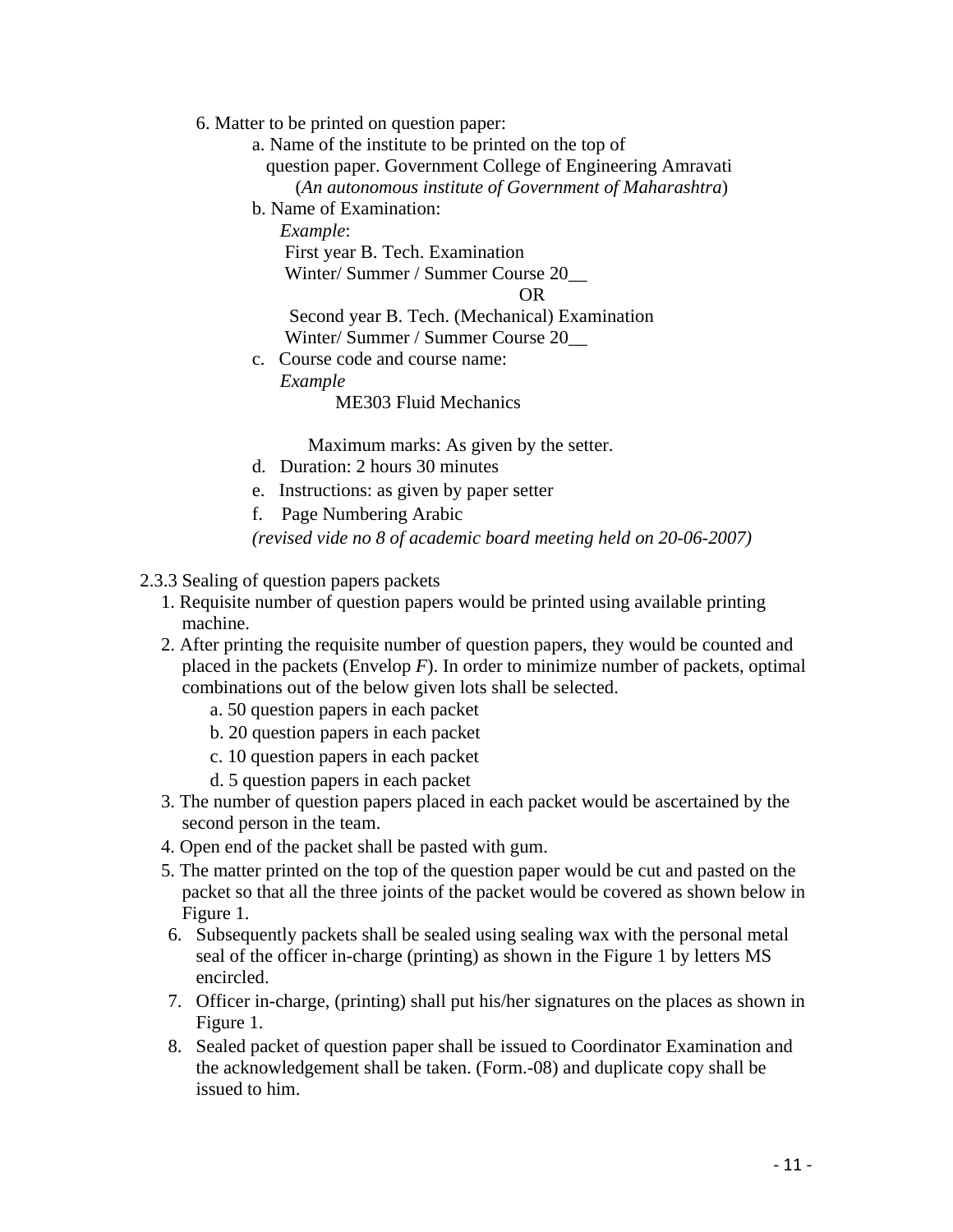6. Matter to be printed on question paper:

   a. Name of the institute to be printed on the top of question paper. Government College of Engineering Amravati (*An autonomous institute of Government of Maharashtra*)

   b. Name of Examination:

      *Example*:

      First year B. Tech. Examination
      Winter/ Summer / Summer Course 20__

      OR

      Second year B. Tech. (Mechanical) Examination
      Winter/ Summer / Summer Course 20__

   c. Course code and course name:

      *Example*

      ME303 Fluid Mechanics

      Maximum marks: As given by the setter.

   d. Duration: 2 hours 30 minutes

   e. Instructions: as given by paper setter

   f. Page Numbering Arabic

   *(revised vide no 8 of academic board meeting held on 20-06-2007)*

2.3.3 Sealing of question papers packets

1. Requisite number of question papers would be printed using available printing machine.
2. After printing the requisite number of question papers, they would be counted and placed in the packets (Envelop *F*). In order to minimize number of packets, optimal combinations out of the below given lots shall be selected.
   a. 50 question papers in each packet
   b. 20 question papers in each packet
   c. 10 question papers in each packet
   d. 5 question papers in each packet
3. The number of question papers placed in each packet would be ascertained by the second person in the team.
4. Open end of the packet shall be pasted with gum.
5. The matter printed on the top of the question paper would be cut and pasted on the packet so that all the three joints of the packet would be covered as shown below in Figure 1.
6. Subsequently packets shall be sealed using sealing wax with the personal metal seal of the officer in-charge (printing) as shown in the Figure 1 by letters MS encircled.
7. Officer in-charge, (printing) shall put his/her signatures on the places as shown in Figure 1.
8. Sealed packet of question paper shall be issued to Coordinator Examination and the acknowledgement shall be taken. (Form.-08) and duplicate copy shall be issued to him.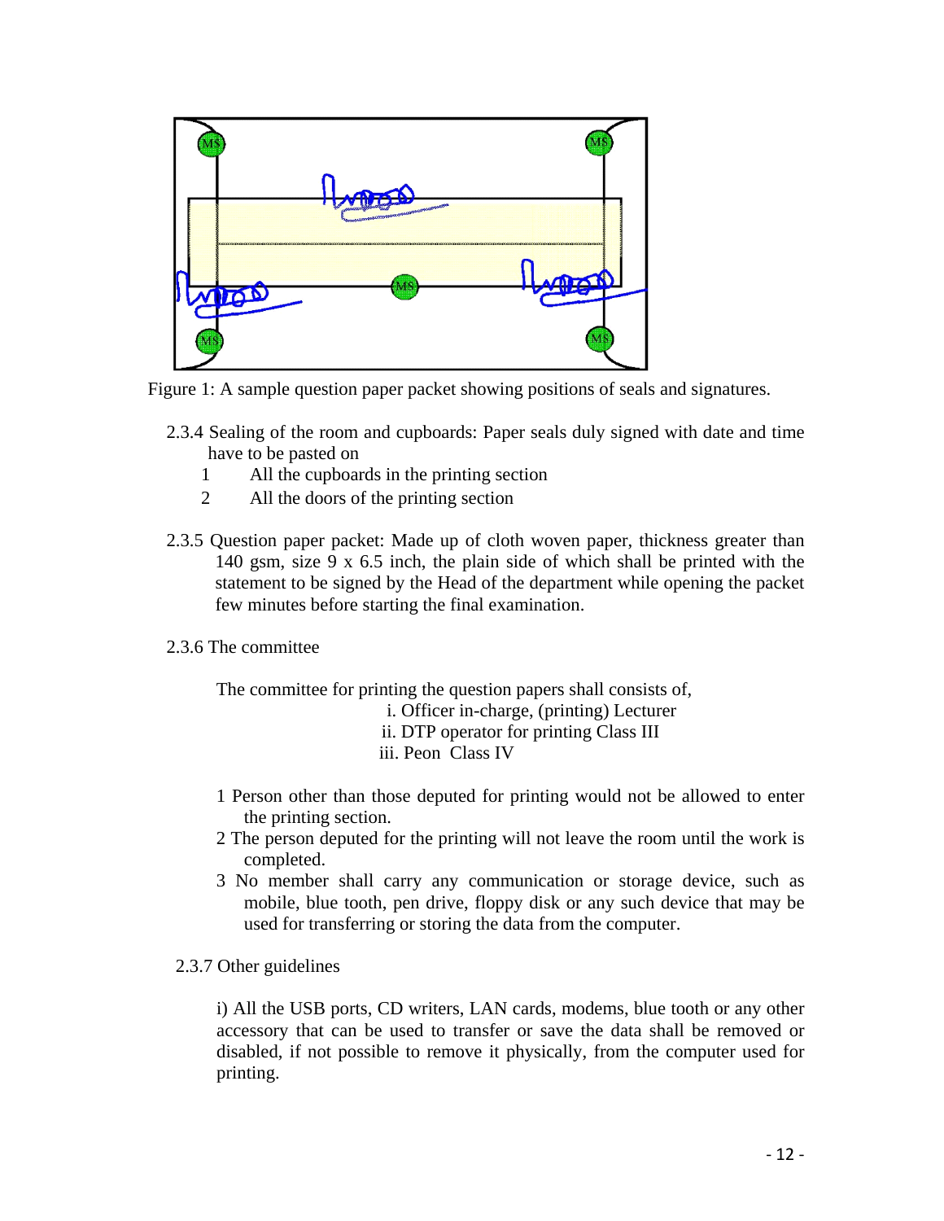Figure 1: A sample question paper packet showing positions of seals and signatures.

2.3.4 Sealing of the room and cupboards: Paper seals duly signed with date and time have to be pasted on

1. All the cupboards in the printing section
2. All the doors of the printing section

2.3.5 Question paper packet: Made up of cloth woven paper, thickness greater than 140 gsm, size 9 x 6.5 inch, the plain side of which shall be printed with the statement to be signed by the Head of the department while opening the packet few minutes before starting the final examination.

2.3.6 The committee

The committee for printing the question papers shall consists of,

i. Officer in-charge, (printing) Lecturer
ii. DTP operator for printing Class III
iii. Peon Class IV

1. Person other than those deputed for printing would not be allowed to enter the printing section.
2. The person deputed for the printing will not leave the room until the work is completed.
3. No member shall carry any communication or storage device, such as mobile, blue tooth, pen drive, floppy disk or any such device that may be used for transferring or storing the data from the computer.

2.3.7 Other guidelines

i) All the USB ports, CD writers, LAN cards, modems, blue tooth or any other accessory that can be used to transfer or save the data shall be removed or disabled, if not possible to remove it physically, from the computer used for printing.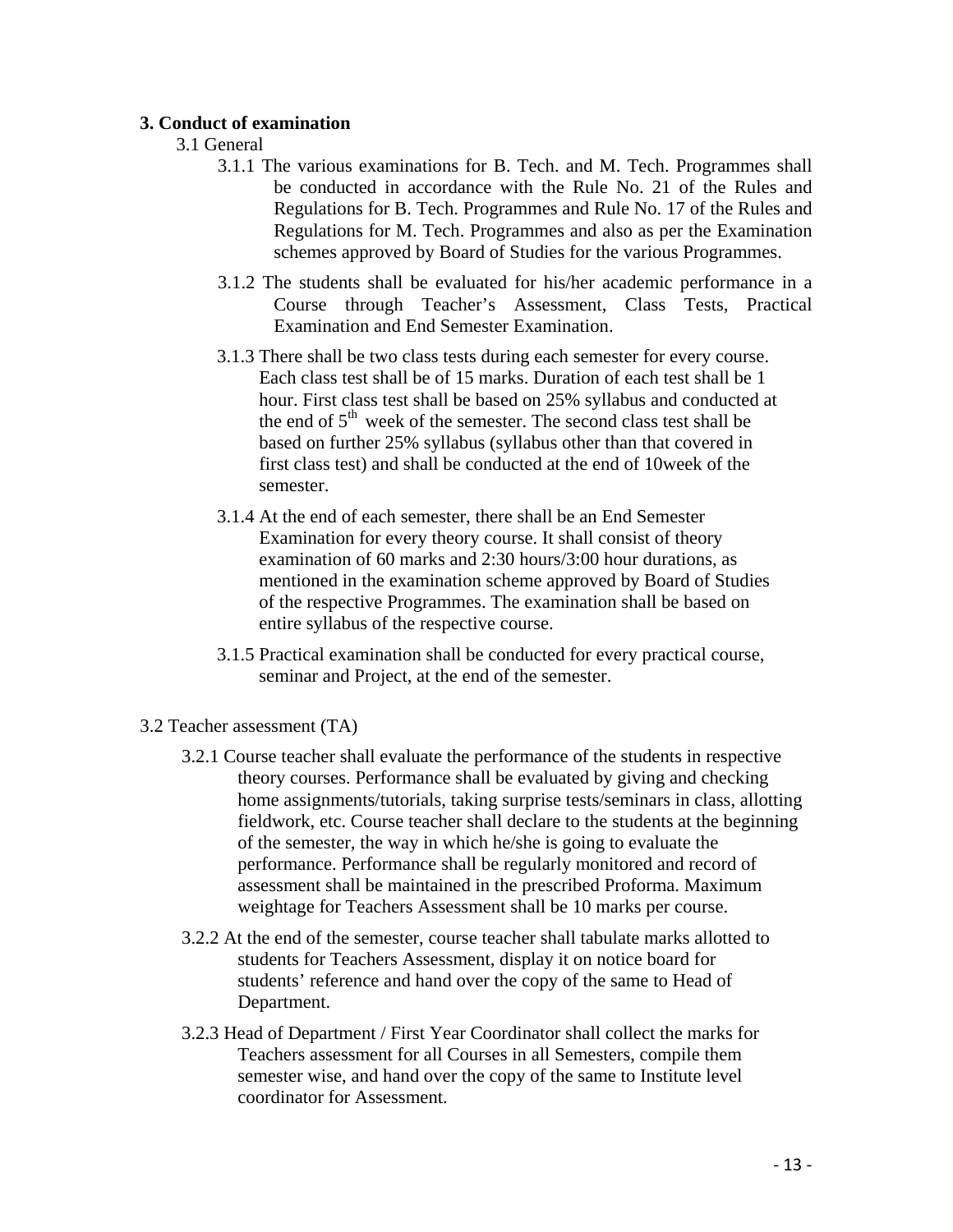## 3. Conduct of examination

### 3.1 General

3.1.1 The various examinations for B. Tech. and M. Tech. Programmes shall be conducted in accordance with the Rule No. 21 of the Rules and Regulations for B. Tech. Programmes and Rule No. 17 of the Rules and Regulations for M. Tech. Programmes and also as per the Examination schemes approved by Board of Studies for the various Programmes.

3.1.2 The students shall be evaluated for his/her academic performance in a Course through Teacher's Assessment, Class Tests, Practical Examination and End Semester Examination.

3.1.3 There shall be two class tests during each semester for every course. Each class test shall be of 15 marks. Duration of each test shall be 1 hour. First class test shall be based on 25% syllabus and conducted at the end of 5th week of the semester. The second class test shall be based on further 25% syllabus (syllabus other than that covered in first class test) and shall be conducted at the end of 10week of the semester.

3.1.4 At the end of each semester, there shall be an End Semester Examination for every theory course. It shall consist of theory examination of 60 marks and 2:30 hours/3:00 hour durations, as mentioned in the examination scheme approved by Board of Studies of the respective Programmes. The examination shall be based on entire syllabus of the respective course.

3.1.5 Practical examination shall be conducted for every practical course, seminar and Project, at the end of the semester.

### 3.2 Teacher assessment (TA)

3.2.1 Course teacher shall evaluate the performance of the students in respective theory courses. Performance shall be evaluated by giving and checking home assignments/tutorials, taking surprise tests/seminars in class, allotting fieldwork, etc. Course teacher shall declare to the students at the beginning of the semester, the way in which he/she is going to evaluate the performance. Performance shall be regularly monitored and record of assessment shall be maintained in the prescribed Proforma. Maximum weightage for Teachers Assessment shall be 10 marks per course.

3.2.2 At the end of the semester, course teacher shall tabulate marks allotted to students for Teachers Assessment, display it on notice board for students' reference and hand over the copy of the same to Head of Department.

3.2.3 Head of Department / First Year Coordinator shall collect the marks for Teachers assessment for all Courses in all Semesters, compile them semester wise, and hand over the copy of the same to Institute level coordinator for Assessment.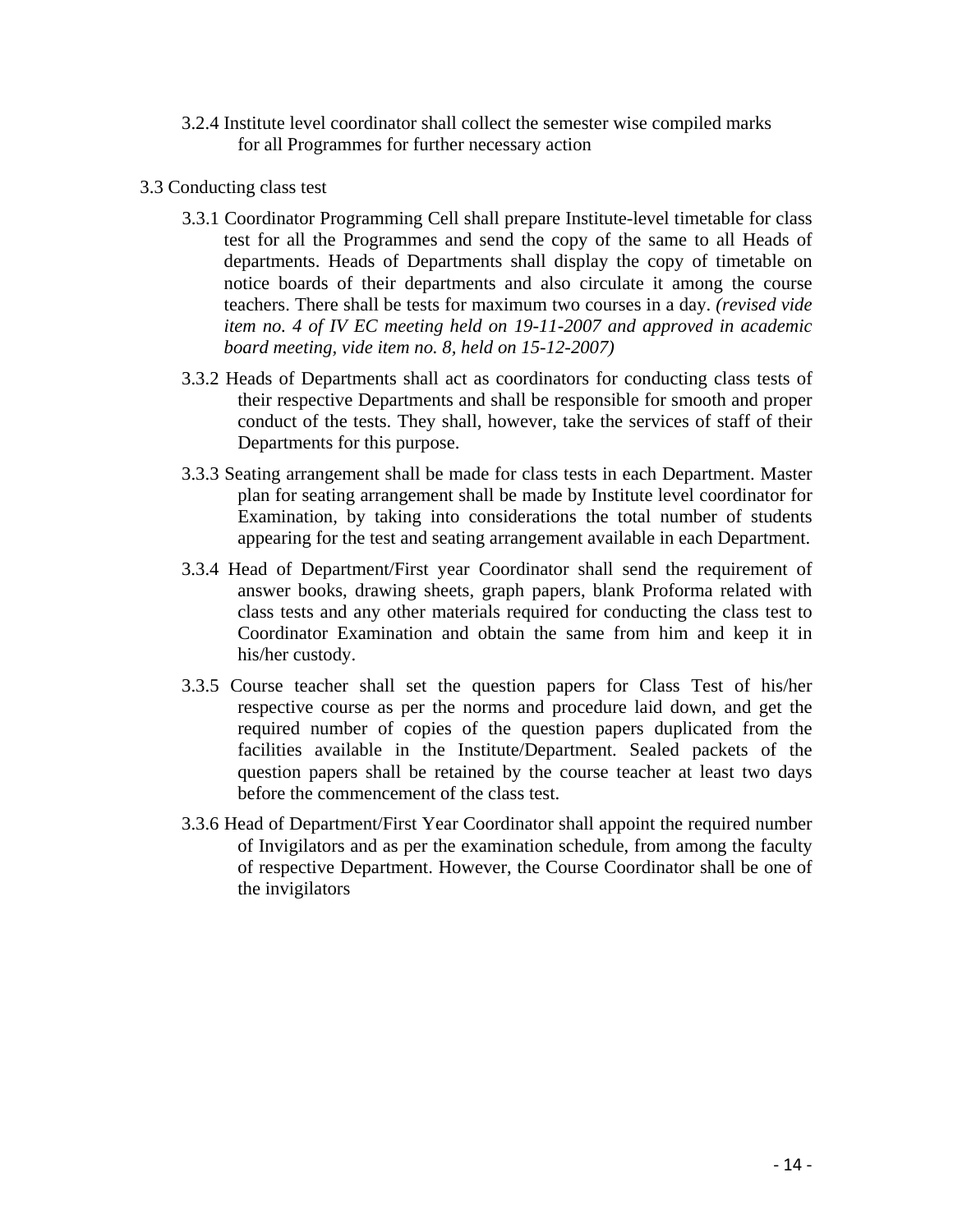3.2.4 Institute level coordinator shall collect the semester wise compiled marks for all Programmes for further necessary action

3.3 Conducting class test

3.3.1 Coordinator Programming Cell shall prepare Institute-level timetable for class test for all the Programmes and send the copy of the same to all Heads of departments. Heads of Departments shall display the copy of timetable on notice boards of their departments and also circulate it among the course teachers. There shall be tests for maximum two courses in a day. *(revised vide item no. 4 of IV EC meeting held on 19-11-2007 and approved in academic board meeting, vide item no. 8, held on 15-12-2007)*

3.3.2 Heads of Departments shall act as coordinators for conducting class tests of their respective Departments and shall be responsible for smooth and proper conduct of the tests. They shall, however, take the services of staff of their Departments for this purpose.

3.3.3 Seating arrangement shall be made for class tests in each Department. Master plan for seating arrangement shall be made by Institute level coordinator for Examination, by taking into considerations the total number of students appearing for the test and seating arrangement available in each Department.

3.3.4 Head of Department/First year Coordinator shall send the requirement of answer books, drawing sheets, graph papers, blank Proforma related with class tests and any other materials required for conducting the class test to Coordinator Examination and obtain the same from him and keep it in his/her custody.

3.3.5 Course teacher shall set the question papers for Class Test of his/her respective course as per the norms and procedure laid down, and get the required number of copies of the question papers duplicated from the facilities available in the Institute/Department. Sealed packets of the question papers shall be retained by the course teacher at least two days before the commencement of the class test.

3.3.6 Head of Department/First Year Coordinator shall appoint the required number of Invigilators and as per the examination schedule, from among the faculty of respective Department. However, the Course Coordinator shall be one of the invigilators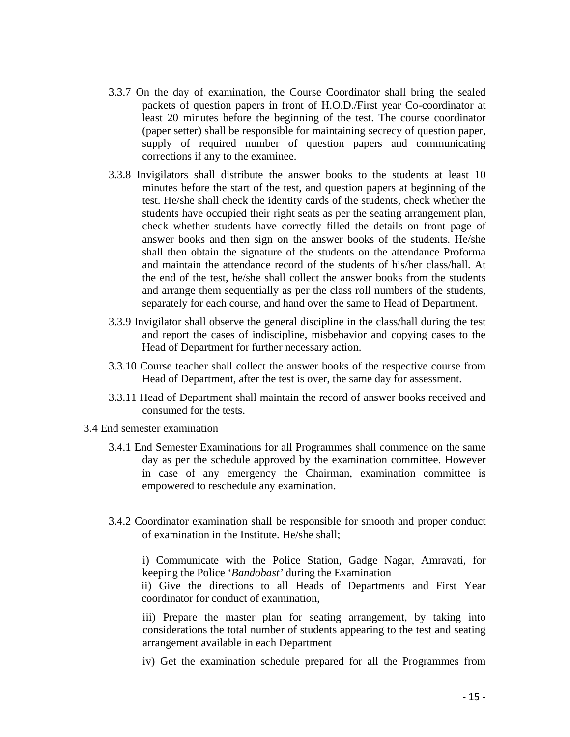3.3.7 On the day of examination, the Course Coordinator shall bring the sealed packets of question papers in front of H.O.D./First year Co-coordinator at least 20 minutes before the beginning of the test. The course coordinator (paper setter) shall be responsible for maintaining secrecy of question paper, supply of required number of question papers and communicating corrections if any to the examinee.

3.3.8 Invigilators shall distribute the answer books to the students at least 10 minutes before the start of the test, and question papers at beginning of the test. He/she shall check the identity cards of the students, check whether the students have occupied their right seats as per the seating arrangement plan, check whether students have correctly filled the details on front page of answer books and then sign on the answer books of the students. He/she shall then obtain the signature of the students on the attendance Proforma and maintain the attendance record of the students of his/her class/hall. At the end of the test, he/she shall collect the answer books from the students and arrange them sequentially as per the class roll numbers of the students, separately for each course, and hand over the same to Head of Department.

3.3.9 Invigilator shall observe the general discipline in the class/hall during the test and report the cases of indiscipline, misbehavior and copying cases to the Head of Department for further necessary action.

3.3.10 Course teacher shall collect the answer books of the respective course from Head of Department, after the test is over, the same day for assessment.

3.3.11 Head of Department shall maintain the record of answer books received and consumed for the tests.

3.4 End semester examination

3.4.1 End Semester Examinations for all Programmes shall commence on the same day as per the schedule approved by the examination committee. However in case of any emergency the Chairman, examination committee is empowered to reschedule any examination.

3.4.2 Coordinator examination shall be responsible for smooth and proper conduct of examination in the Institute. He/she shall;

i) Communicate with the Police Station, Gadge Nagar, Amravati, for keeping the Police '*Bandobast'* during the Examination

ii) Give the directions to all Heads of Departments and First Year coordinator for conduct of examination,

iii) Prepare the master plan for seating arrangement, by taking into considerations the total number of students appearing to the test and seating arrangement available in each Department

iv) Get the examination schedule prepared for all the Programmes from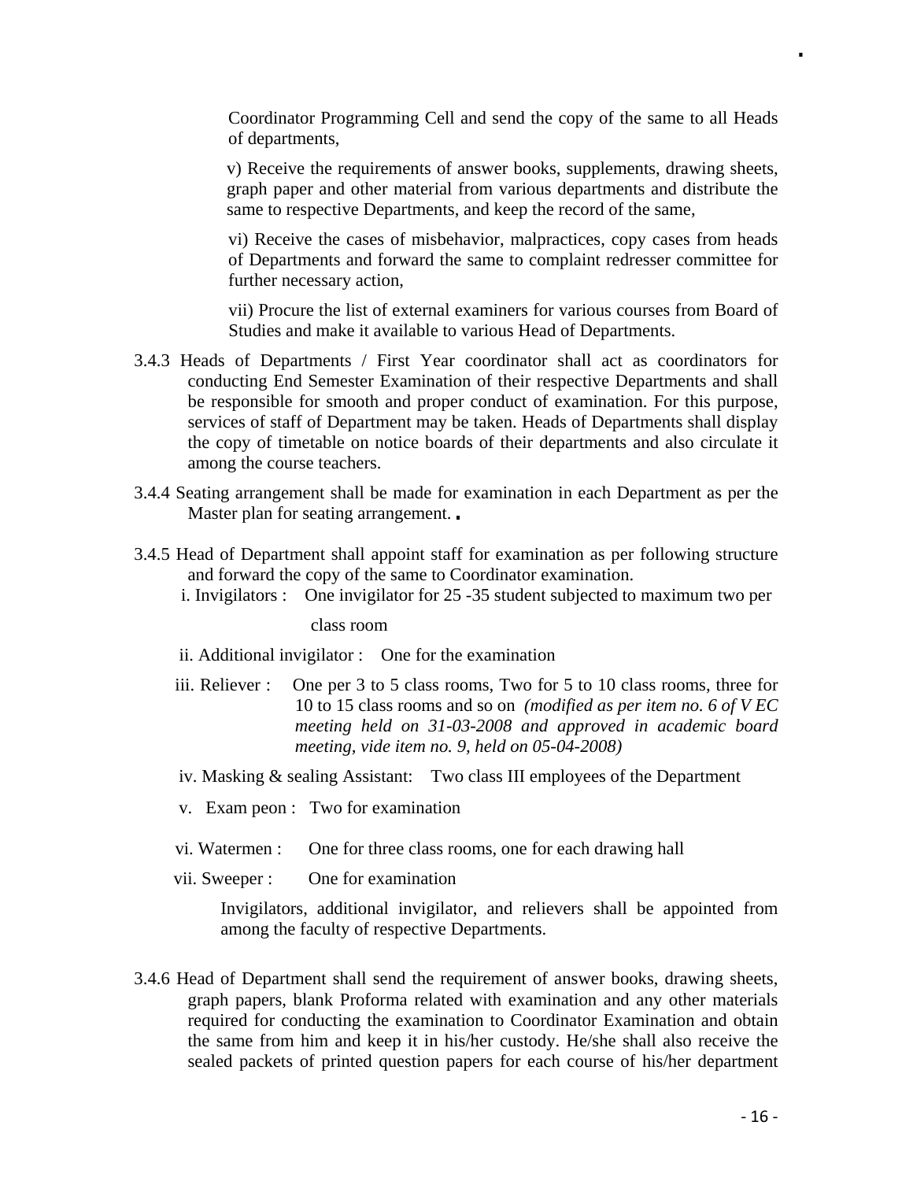Coordinator Programming Cell and send the copy of the same to all Heads of departments,

v) Receive the requirements of answer books, supplements, drawing sheets, graph paper and other material from various departments and distribute the same to respective Departments, and keep the record of the same,

vi) Receive the cases of misbehavior, malpractices, copy cases from heads of Departments and forward the same to complaint redresser committee for further necessary action,

vii) Procure the list of external examiners for various courses from Board of Studies and make it available to various Head of Departments.

3.4.3 Heads of Departments / First Year coordinator shall act as coordinators for conducting End Semester Examination of their respective Departments and shall be responsible for smooth and proper conduct of examination. For this purpose, services of staff of Department may be taken. Heads of Departments shall display the copy of timetable on notice boards of their departments and also circulate it among the course teachers.

3.4.4 Seating arrangement shall be made for examination in each Department as per the Master plan for seating arrangement.

3.4.5 Head of Department shall appoint staff for examination as per following structure and forward the copy of the same to Coordinator examination.

i. Invigilators : One invigilator for 25 -35 student subjected to maximum two per class room

ii. Additional invigilator : One for the examination

iii. Reliever : One per 3 to 5 class rooms, Two for 5 to 10 class rooms, three for 10 to 15 class rooms and so on *(modified as per item no. 6 of V EC meeting held on 31-03-2008 and approved in academic board meeting, vide item no. 9, held on 05-04-2008)*

iv. Masking & sealing Assistant: Two class III employees of the Department

v. Exam peon : Two for examination

vi. Watermen : One for three class rooms, one for each drawing hall

vii. Sweeper : One for examination

Invigilators, additional invigilator, and relievers shall be appointed from among the faculty of respective Departments.

3.4.6 Head of Department shall send the requirement of answer books, drawing sheets, graph papers, blank Proforma related with examination and any other materials required for conducting the examination to Coordinator Examination and obtain the same from him and keep it in his/her custody. He/she shall also receive the sealed packets of printed question papers for each course of his/her department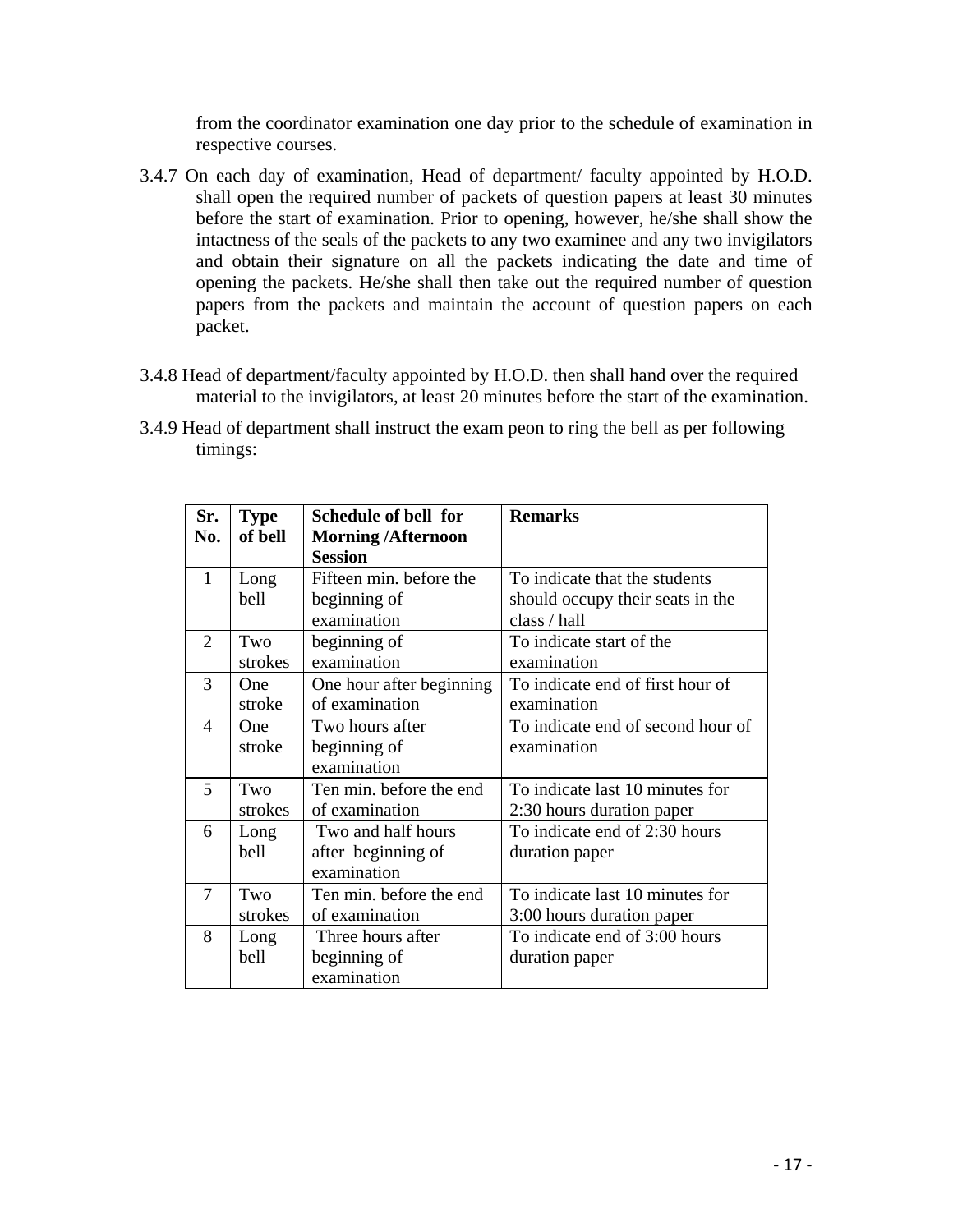from the coordinator examination one day prior to the schedule of examination in respective courses.

3.4.7 On each day of examination, Head of department/ faculty appointed by H.O.D. shall open the required number of packets of question papers at least 30 minutes before the start of examination. Prior to opening, however, he/she shall show the intactness of the seals of the packets to any two examinee and any two invigilators and obtain their signature on all the packets indicating the date and time of opening the packets. He/she shall then take out the required number of question papers from the packets and maintain the account of question papers on each packet.

3.4.8 Head of department/faculty appointed by H.O.D. then shall hand over the required material to the invigilators, at least 20 minutes before the start of the examination.

3.4.9 Head of department shall instruct the exam peon to ring the bell as per following timings:

| Sr. No. | Type of bell | Schedule of bell for Morning /Afternoon Session | Remarks |
|---|---|---|---|
| 1 | Long bell | Fifteen min. before the beginning of examination | To indicate that the students should occupy their seats in the class / hall |
| 2 | Two strokes | beginning of examination | To indicate start of the examination |
| 3 | One stroke | One hour after beginning of examination | To indicate end of first hour of examination |
| 4 | One stroke | Two hours after beginning of examination | To indicate end of second hour of examination |
| 5 | Two strokes | Ten min. before the end of examination | To indicate last 10 minutes for 2:30 hours duration paper |
| 6 | Long bell | Two and half hours after beginning of examination | To indicate end of 2:30 hours duration paper |
| 7 | Two strokes | Ten min. before the end of examination | To indicate last 10 minutes for 3:00 hours duration paper |
| 8 | Long bell | Three hours after beginning of examination | To indicate end of 3:00 hours duration paper |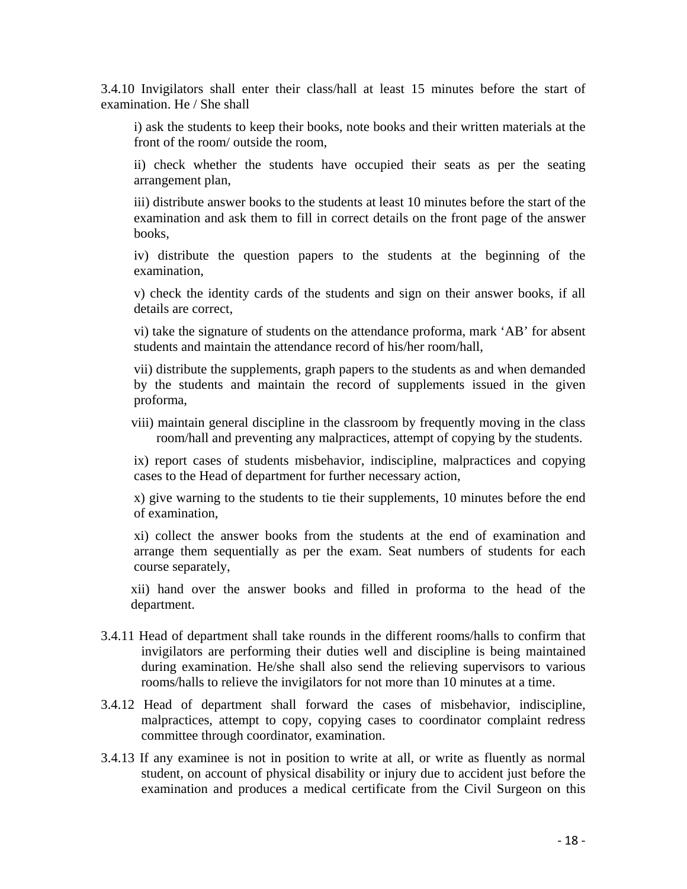3.4.10 Invigilators shall enter their class/hall at least 15 minutes before the start of examination. He / She shall

i) ask the students to keep their books, note books and their written materials at the front of the room/ outside the room,

ii) check whether the students have occupied their seats as per the seating arrangement plan,

iii) distribute answer books to the students at least 10 minutes before the start of the examination and ask them to fill in correct details on the front page of the answer books,

iv) distribute the question papers to the students at the beginning of the examination,

v) check the identity cards of the students and sign on their answer books, if all details are correct,

vi) take the signature of students on the attendance proforma, mark 'AB' for absent students and maintain the attendance record of his/her room/hall,

vii) distribute the supplements, graph papers to the students as and when demanded by the students and maintain the record of supplements issued in the given proforma,

viii) maintain general discipline in the classroom by frequently moving in the class room/hall and preventing any malpractices, attempt of copying by the students.

ix) report cases of students misbehavior, indiscipline, malpractices and copying cases to the Head of department for further necessary action,

x) give warning to the students to tie their supplements, 10 minutes before the end of examination,

xi) collect the answer books from the students at the end of examination and arrange them sequentially as per the exam. Seat numbers of students for each course separately,

xii) hand over the answer books and filled in proforma to the head of the department.

3.4.11 Head of department shall take rounds in the different rooms/halls to confirm that invigilators are performing their duties well and discipline is being maintained during examination. He/she shall also send the relieving supervisors to various rooms/halls to relieve the invigilators for not more than 10 minutes at a time.

3.4.12 Head of department shall forward the cases of misbehavior, indiscipline, malpractices, attempt to copy, copying cases to coordinator complaint redress committee through coordinator, examination.

3.4.13 If any examinee is not in position to write at all, or write as fluently as normal student, on account of physical disability or injury due to accident just before the examination and produces a medical certificate from the Civil Surgeon on this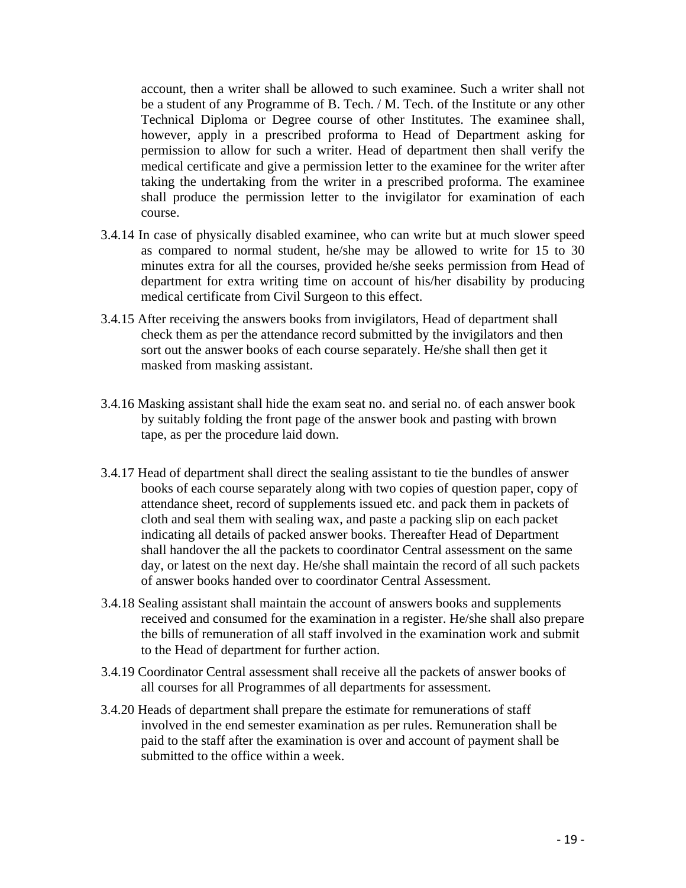account, then a writer shall be allowed to such examinee. Such a writer shall not be a student of any Programme of B. Tech. / M. Tech. of the Institute or any other Technical Diploma or Degree course of other Institutes. The examinee shall, however, apply in a prescribed proforma to Head of Department asking for permission to allow for such a writer. Head of department then shall verify the medical certificate and give a permission letter to the examinee for the writer after taking the undertaking from the writer in a prescribed proforma. The examinee shall produce the permission letter to the invigilator for examination of each course.

3.4.14 In case of physically disabled examinee, who can write but at much slower speed as compared to normal student, he/she may be allowed to write for 15 to 30 minutes extra for all the courses, provided he/she seeks permission from Head of department for extra writing time on account of his/her disability by producing medical certificate from Civil Surgeon to this effect.

3.4.15 After receiving the answers books from invigilators, Head of department shall check them as per the attendance record submitted by the invigilators and then sort out the answer books of each course separately. He/she shall then get it masked from masking assistant.

3.4.16 Masking assistant shall hide the exam seat no. and serial no. of each answer book by suitably folding the front page of the answer book and pasting with brown tape, as per the procedure laid down.

3.4.17 Head of department shall direct the sealing assistant to tie the bundles of answer books of each course separately along with two copies of question paper, copy of attendance sheet, record of supplements issued etc. and pack them in packets of cloth and seal them with sealing wax, and paste a packing slip on each packet indicating all details of packed answer books. Thereafter Head of Department shall handover the all the packets to coordinator Central assessment on the same day, or latest on the next day. He/she shall maintain the record of all such packets of answer books handed over to coordinator Central Assessment.

3.4.18 Sealing assistant shall maintain the account of answers books and supplements received and consumed for the examination in a register. He/she shall also prepare the bills of remuneration of all staff involved in the examination work and submit to the Head of department for further action.

3.4.19 Coordinator Central assessment shall receive all the packets of answer books of all courses for all Programmes of all departments for assessment.

3.4.20 Heads of department shall prepare the estimate for remunerations of staff involved in the end semester examination as per rules. Remuneration shall be paid to the staff after the examination is over and account of payment shall be submitted to the office within a week.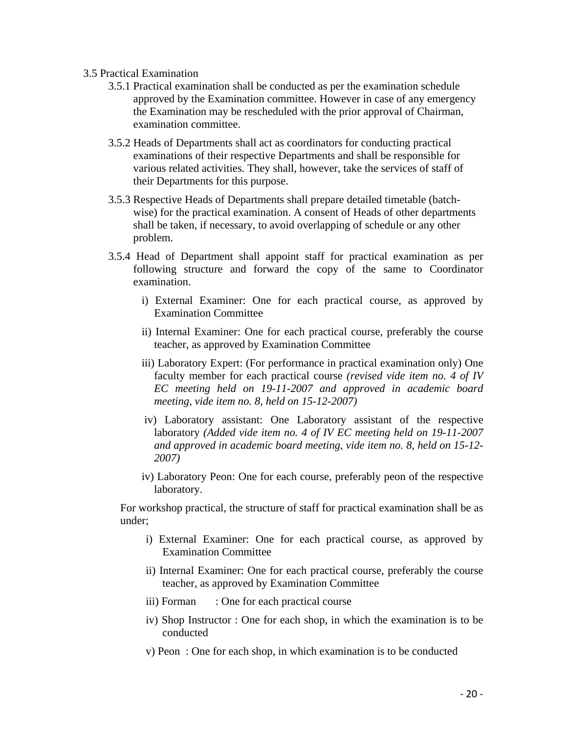3.5 Practical Examination

3.5.1 Practical examination shall be conducted as per the examination schedule approved by the Examination committee. However in case of any emergency the Examination may be rescheduled with the prior approval of Chairman, examination committee.

3.5.2 Heads of Departments shall act as coordinators for conducting practical examinations of their respective Departments and shall be responsible for various related activities. They shall, however, take the services of staff of their Departments for this purpose.

3.5.3 Respective Heads of Departments shall prepare detailed timetable (batch-wise) for the practical examination. A consent of Heads of other departments shall be taken, if necessary, to avoid overlapping of schedule or any other problem.

3.5.4 Head of Department shall appoint staff for practical examination as per following structure and forward the copy of the same to Coordinator examination.

i) External Examiner: One for each practical course, as approved by Examination Committee

ii) Internal Examiner: One for each practical course, preferably the course teacher, as approved by Examination Committee

iii) Laboratory Expert: (For performance in practical examination only) One faculty member for each practical course *(revised vide item no. 4 of IV EC meeting held on 19-11-2007 and approved in academic board meeting, vide item no. 8, held on 15-12-2007)*

iv) Laboratory assistant: One Laboratory assistant of the respective laboratory *(Added vide item no. 4 of IV EC meeting held on 19-11-2007 and approved in academic board meeting, vide item no. 8, held on 15-12-2007)*

iv) Laboratory Peon: One for each course, preferably peon of the respective laboratory.

For workshop practical, the structure of staff for practical examination shall be as under;

i) External Examiner: One for each practical course, as approved by Examination Committee

ii) Internal Examiner: One for each practical course, preferably the course teacher, as approved by Examination Committee

iii) Forman : One for each practical course

iv) Shop Instructor : One for each shop, in which the examination is to be conducted

v) Peon : One for each shop, in which examination is to be conducted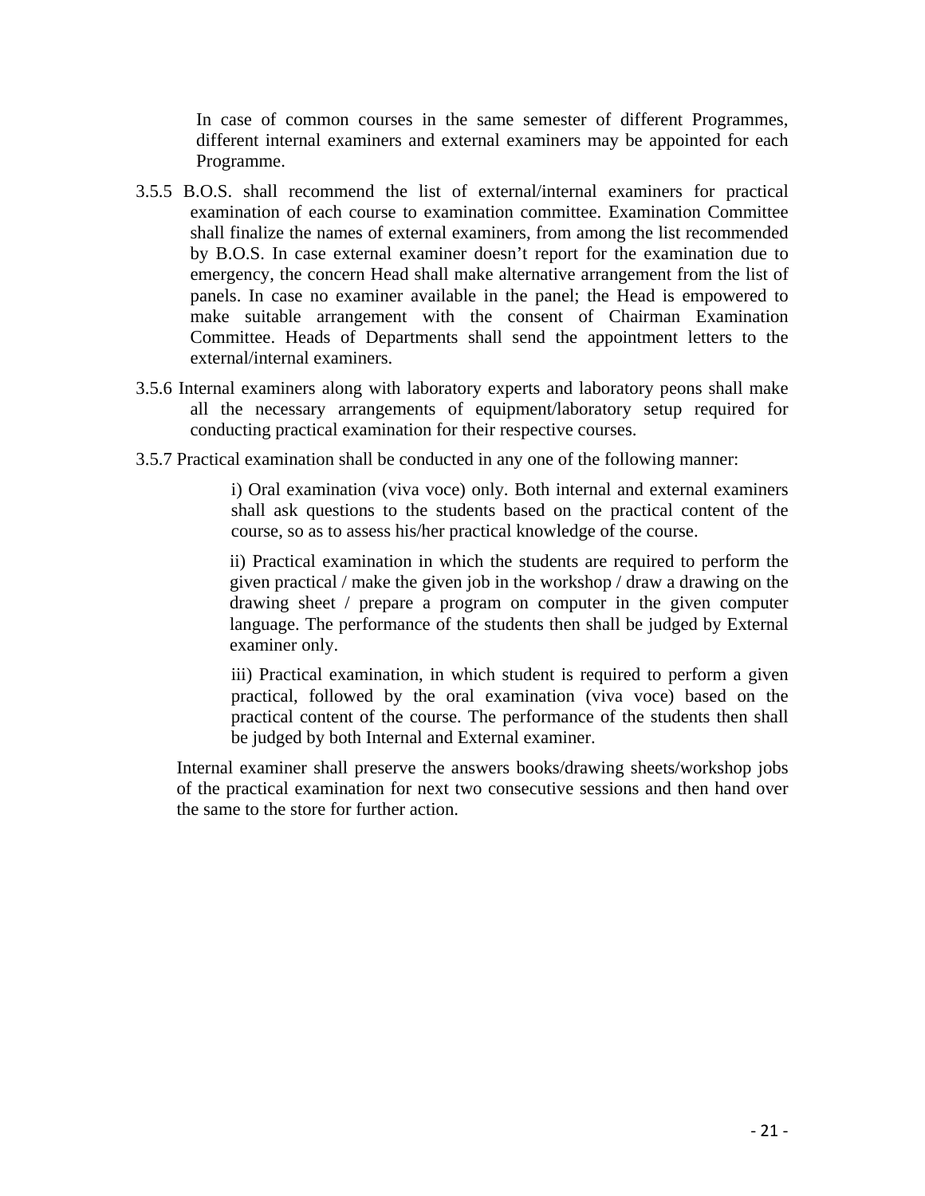In case of common courses in the same semester of different Programmes, different internal examiners and external examiners may be appointed for each Programme.

3.5.5 B.O.S. shall recommend the list of external/internal examiners for practical examination of each course to examination committee. Examination Committee shall finalize the names of external examiners, from among the list recommended by B.O.S. In case external examiner doesn't report for the examination due to emergency, the concern Head shall make alternative arrangement from the list of panels. In case no examiner available in the panel; the Head is empowered to make suitable arrangement with the consent of Chairman Examination Committee. Heads of Departments shall send the appointment letters to the external/internal examiners.

3.5.6 Internal examiners along with laboratory experts and laboratory peons shall make all the necessary arrangements of equipment/laboratory setup required for conducting practical examination for their respective courses.

3.5.7 Practical examination shall be conducted in any one of the following manner:

i) Oral examination (viva voce) only. Both internal and external examiners shall ask questions to the students based on the practical content of the course, so as to assess his/her practical knowledge of the course.

ii) Practical examination in which the students are required to perform the given practical / make the given job in the workshop / draw a drawing on the drawing sheet / prepare a program on computer in the given computer language. The performance of the students then shall be judged by External examiner only.

iii) Practical examination, in which student is required to perform a given practical, followed by the oral examination (viva voce) based on the practical content of the course. The performance of the students then shall be judged by both Internal and External examiner.

Internal examiner shall preserve the answers books/drawing sheets/workshop jobs of the practical examination for next two consecutive sessions and then hand over the same to the store for further action.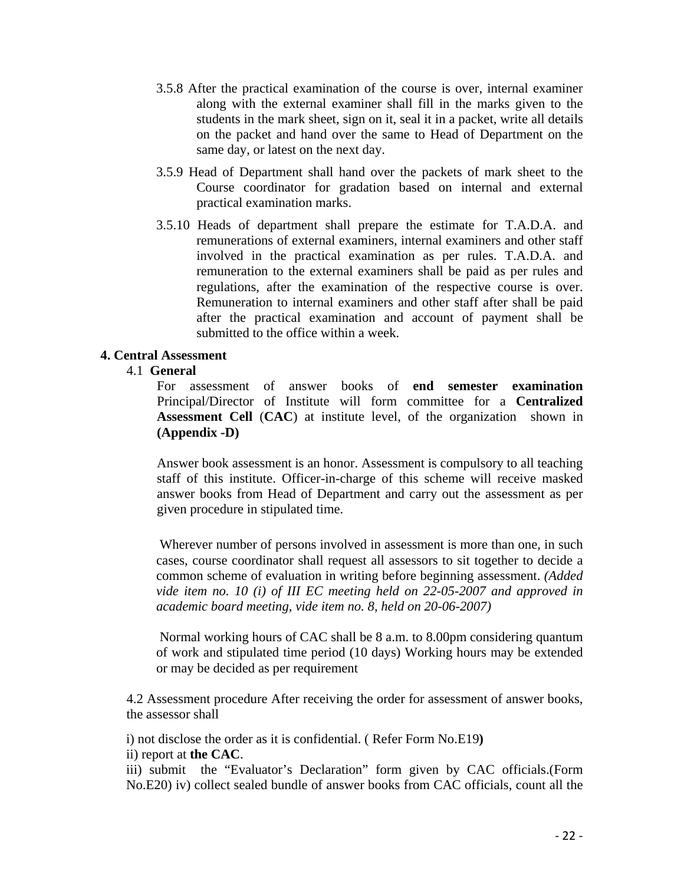3.5.8 After the practical examination of the course is over, internal examiner along with the external examiner shall fill in the marks given to the students in the mark sheet, sign on it, seal it in a packet, write all details on the packet and hand over the same to Head of Department on the same day, or latest on the next day.

3.5.9 Head of Department shall hand over the packets of mark sheet to the Course coordinator for gradation based on internal and external practical examination marks.

3.5.10 Heads of department shall prepare the estimate for T.A.D.A. and remunerations of external examiners, internal examiners and other staff involved in the practical examination as per rules. T.A.D.A. and remuneration to the external examiners shall be paid as per rules and regulations, after the examination of the respective course is over. Remuneration to internal examiners and other staff after shall be paid after the practical examination and account of payment shall be submitted to the office within a week.

## 4. Central Assessment

### 4.1 General

For assessment of answer books of **end semester examination** Principal/Director of Institute will form committee for a **Centralized Assessment Cell** (**CAC**) at institute level, of the organization shown in **(Appendix -D)**

Answer book assessment is an honor. Assessment is compulsory to all teaching staff of this institute. Officer-in-charge of this scheme will receive masked answer books from Head of Department and carry out the assessment as per given procedure in stipulated time.

Wherever number of persons involved in assessment is more than one, in such cases, course coordinator shall request all assessors to sit together to decide a common scheme of evaluation in writing before beginning assessment. *(Added vide item no. 10 (i) of III EC meeting held on 22-05-2007 and approved in academic board meeting, vide item no. 8, held on 20-06-2007)*

Normal working hours of CAC shall be 8 a.m. to 8.00pm considering quantum of work and stipulated time period (10 days) Working hours may be extended or may be decided as per requirement

4.2 Assessment procedure After receiving the order for assessment of answer books, the assessor shall

i) not disclose the order as it is confidential. ( Refer Form No.E19**)**
ii) report at **the CAC**.
iii) submit the "Evaluator's Declaration" form given by CAC officials.(Form No.E20) iv) collect sealed bundle of answer books from CAC officials, count all the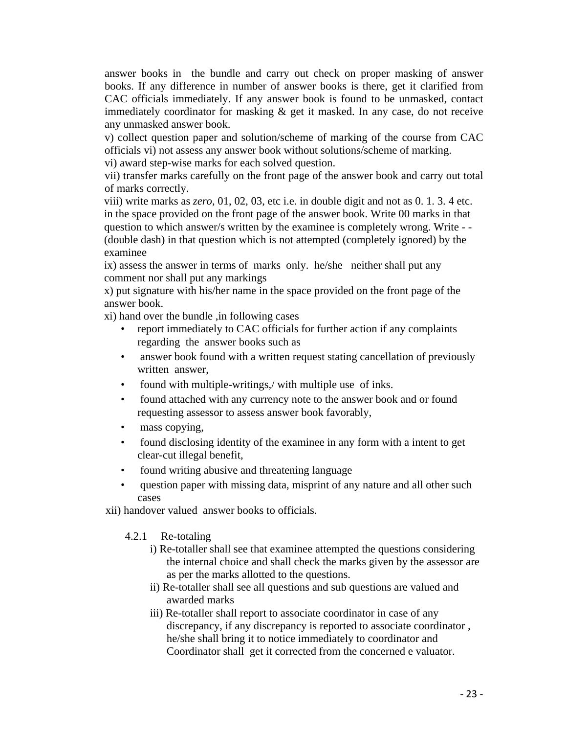answer books in the bundle and carry out check on proper masking of answer books. If any difference in number of answer books is there, get it clarified from CAC officials immediately. If any answer book is found to be unmasked, contact immediately coordinator for masking & get it masked. In any case, do not receive any unmasked answer book.

v) collect question paper and solution/scheme of marking of the course from CAC officials vi) not assess any answer book without solutions/scheme of marking.

vi) award step-wise marks for each solved question.

vii) transfer marks carefully on the front page of the answer book and carry out total of marks correctly.

viii) write marks as *zero*, 01, 02, 03, etc i.e. in double digit and not as 0. 1. 3. 4 etc. in the space provided on the front page of the answer book. Write 00 marks in that question to which answer/s written by the examinee is completely wrong. Write - - (double dash) in that question which is not attempted (completely ignored) by the examinee

ix) assess the answer in terms of marks only. he/she neither shall put any comment nor shall put any markings

x) put signature with his/her name in the space provided on the front page of the answer book.

xi) hand over the bundle ,in following cases

- report immediately to CAC officials for further action if any complaints regarding the answer books such as
- answer book found with a written request stating cancellation of previously written answer,
- found with multiple-writings,/ with multiple use of inks.
- found attached with any currency note to the answer book and or found requesting assessor to assess answer book favorably,
- mass copying,
- found disclosing identity of the examinee in any form with a intent to get clear-cut illegal benefit,
- found writing abusive and threatening language
- question paper with missing data, misprint of any nature and all other such cases

xii) handover valued answer books to officials.

#### 4.2.1 Re-totaling

i) Re-totaller shall see that examinee attempted the questions considering the internal choice and shall check the marks given by the assessor are as per the marks allotted to the questions.

ii) Re-totaller shall see all questions and sub questions are valued and awarded marks

iii) Re-totaller shall report to associate coordinator in case of any discrepancy, if any discrepancy is reported to associate coordinator , he/she shall bring it to notice immediately to coordinator and Coordinator shall get it corrected from the concerned e valuator.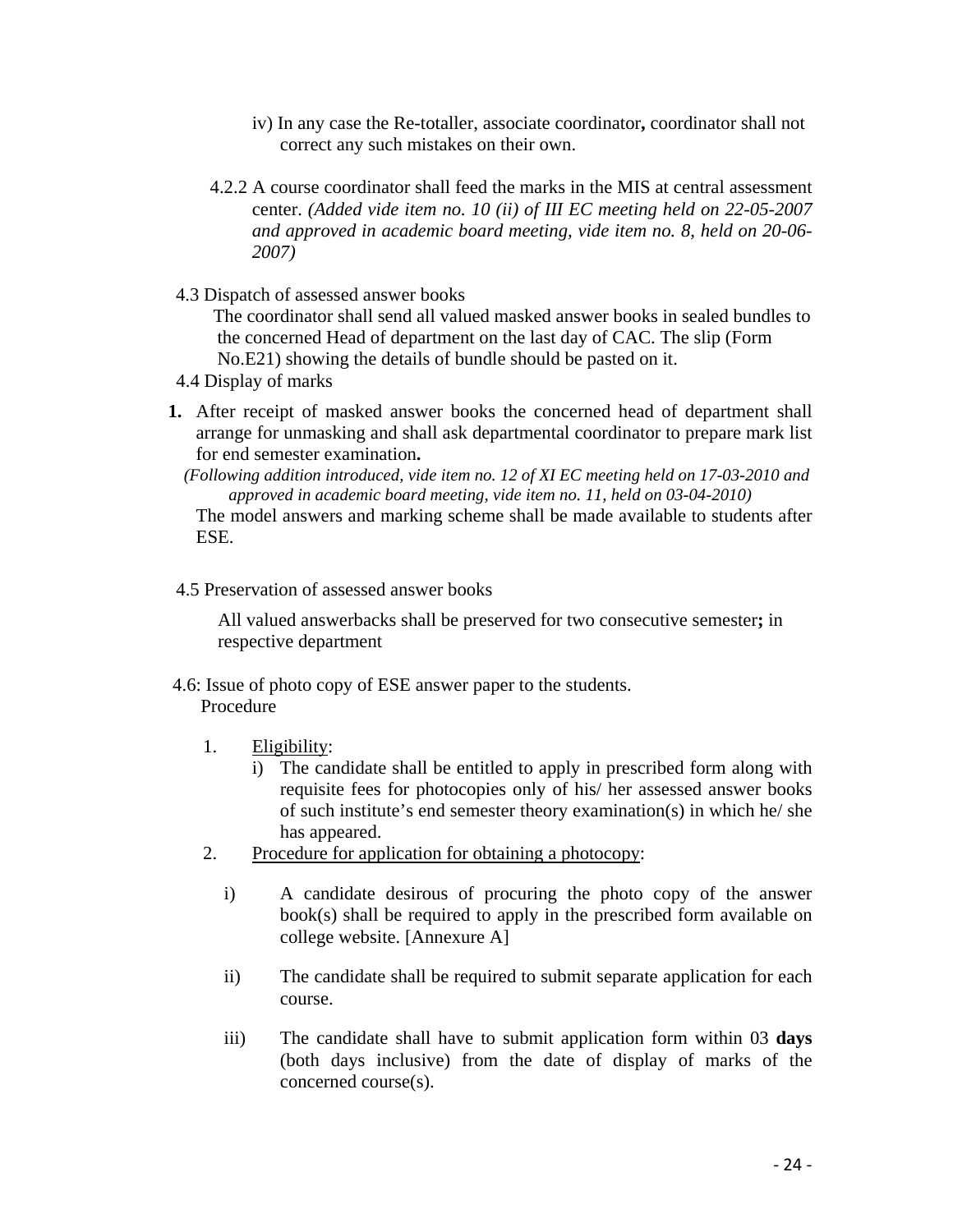iv) In any case the Re-totaller, associate coordinator**,** coordinator shall not correct any such mistakes on their own.

4.2.2 A course coordinator shall feed the marks in the MIS at central assessment center. *(Added vide item no. 10 (ii) of III EC meeting held on 22-05-2007 and approved in academic board meeting, vide item no. 8, held on 20-06-2007)*

4.3 Dispatch of assessed answer books

The coordinator shall send all valued masked answer books in sealed bundles to the concerned Head of department on the last day of CAC. The slip (Form No.E21) showing the details of bundle should be pasted on it.

4.4 Display of marks

**1.** After receipt of masked answer books the concerned head of department shall arrange for unmasking and shall ask departmental coordinator to prepare mark list for end semester examination**.**

*(Following addition introduced, vide item no. 12 of XI EC meeting held on 17-03-2010 and approved in academic board meeting, vide item no. 11, held on 03-04-2010)*

The model answers and marking scheme shall be made available to students after ESE.

4.5 Preservation of assessed answer books

All valued answerbacks shall be preserved for two consecutive semester**;** in respective department

4.6: Issue of photo copy of ESE answer paper to the students.

Procedure

1. Eligibility:
   i) The candidate shall be entitled to apply in prescribed form along with requisite fees for photocopies only of his/ her assessed answer books of such institute's end semester theory examination(s) in which he/ she has appeared.
2. Procedure for application for obtaining a photocopy:
   i) A candidate desirous of procuring the photo copy of the answer book(s) shall be required to apply in the prescribed form available on college website. [Annexure A]
   ii) The candidate shall be required to submit separate application for each course.
   iii) The candidate shall have to submit application form within 03 **days** (both days inclusive) from the date of display of marks of the concerned course(s).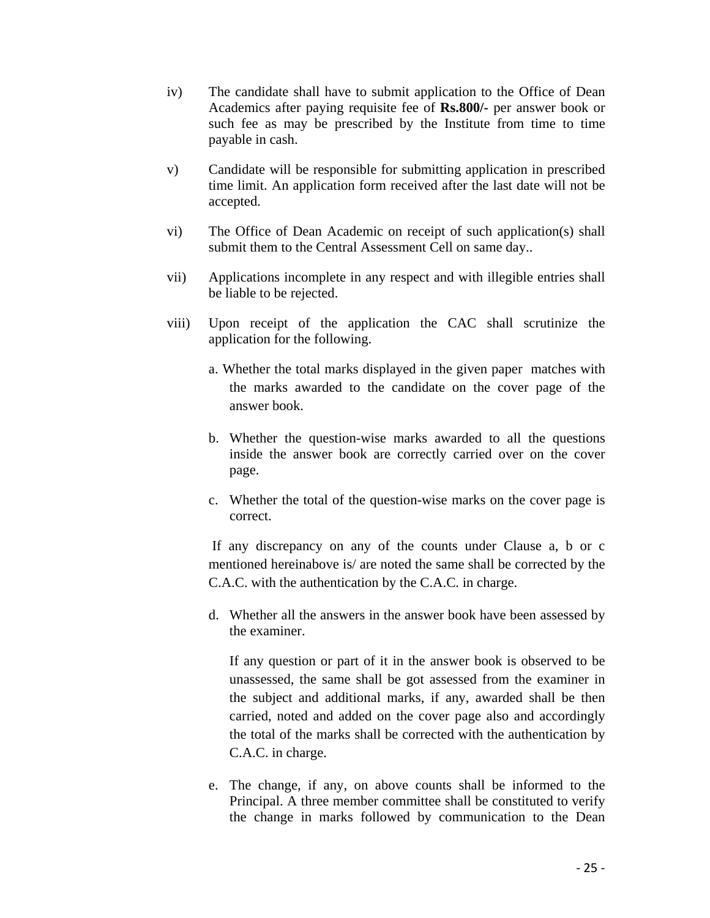iv) The candidate shall have to submit application to the Office of Dean Academics after paying requisite fee of **Rs.800/-** per answer book or such fee as may be prescribed by the Institute from time to time payable in cash.

v) Candidate will be responsible for submitting application in prescribed time limit. An application form received after the last date will not be accepted.

vi) The Office of Dean Academic on receipt of such application(s) shall submit them to the Central Assessment Cell on same day..

vii) Applications incomplete in any respect and with illegible entries shall be liable to be rejected.

viii) Upon receipt of the application the CAC shall scrutinize the application for the following.

   a. Whether the total marks displayed in the given paper matches with the marks awarded to the candidate on the cover page of the answer book.

   b. Whether the question-wise marks awarded to all the questions inside the answer book are correctly carried over on the cover page.

   c. Whether the total of the question-wise marks on the cover page is correct.

   If any discrepancy on any of the counts under Clause a, b or c mentioned hereinabove is/ are noted the same shall be corrected by the C.A.C. with the authentication by the C.A.C. in charge.

   d. Whether all the answers in the answer book have been assessed by the examiner.

      If any question or part of it in the answer book is observed to be unassessed, the same shall be got assessed from the examiner in the subject and additional marks, if any, awarded shall be then carried, noted and added on the cover page also and accordingly the total of the marks shall be corrected with the authentication by C.A.C. in charge.

   e. The change, if any, on above counts shall be informed to the Principal. A three member committee shall be constituted to verify the change in marks followed by communication to the Dean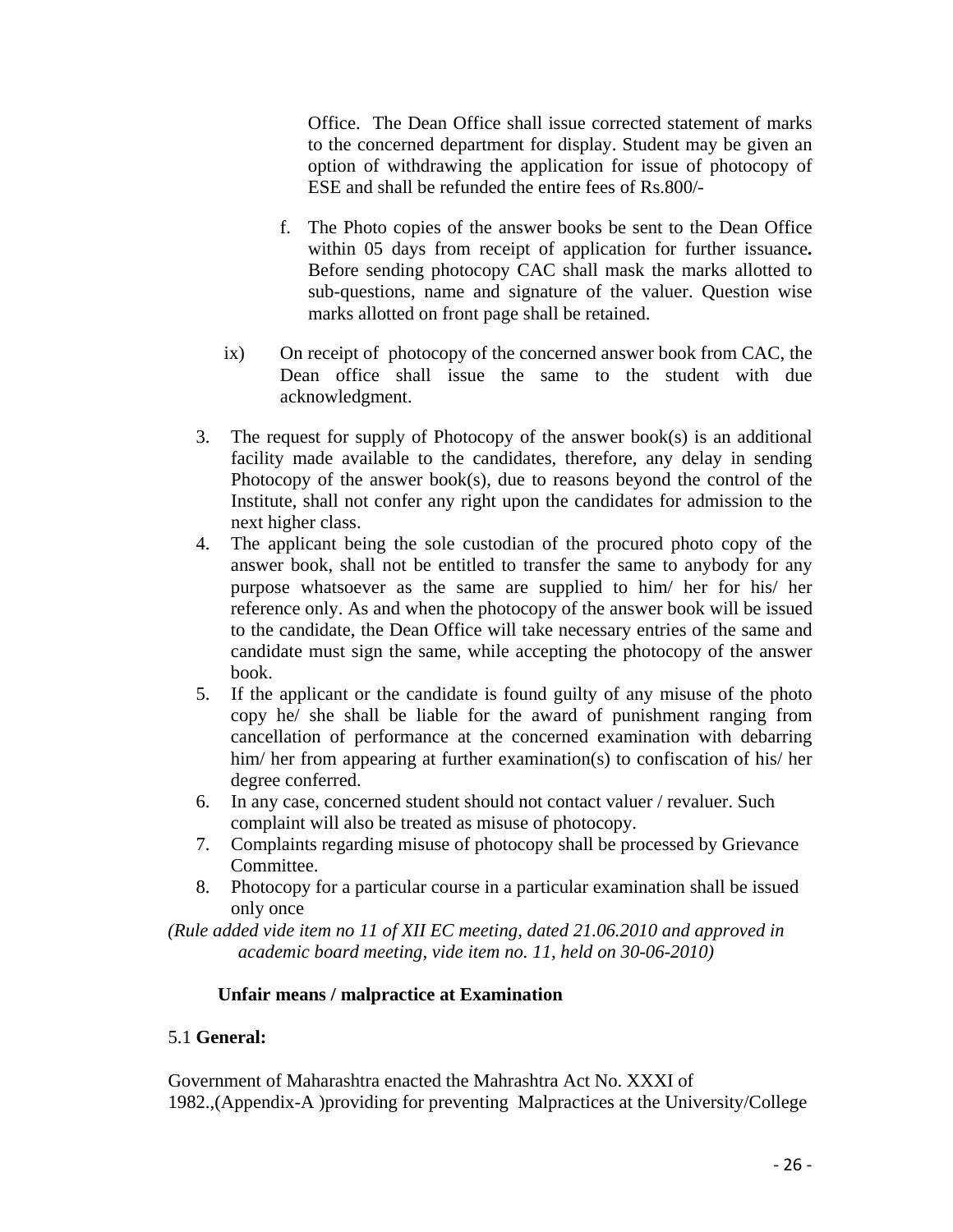Office. The Dean Office shall issue corrected statement of marks to the concerned department for display. Student may be given an option of withdrawing the application for issue of photocopy of ESE and shall be refunded the entire fees of Rs.800/-

f. The Photo copies of the answer books be sent to the Dean Office within 05 days from receipt of application for further issuance**.** Before sending photocopy CAC shall mask the marks allotted to sub-questions, name and signature of the valuer. Question wise marks allotted on front page shall be retained.

ix) On receipt of photocopy of the concerned answer book from CAC, the Dean office shall issue the same to the student with due acknowledgment.

3. The request for supply of Photocopy of the answer book(s) is an additional facility made available to the candidates, therefore, any delay in sending Photocopy of the answer book(s), due to reasons beyond the control of the Institute, shall not confer any right upon the candidates for admission to the next higher class.
4. The applicant being the sole custodian of the procured photo copy of the answer book, shall not be entitled to transfer the same to anybody for any purpose whatsoever as the same are supplied to him/ her for his/ her reference only. As and when the photocopy of the answer book will be issued to the candidate, the Dean Office will take necessary entries of the same and candidate must sign the same, while accepting the photocopy of the answer book.
5. If the applicant or the candidate is found guilty of any misuse of the photo copy he/ she shall be liable for the award of punishment ranging from cancellation of performance at the concerned examination with debarring him/ her from appearing at further examination(s) to confiscation of his/ her degree conferred.
6. In any case, concerned student should not contact valuer / revaluer. Such complaint will also be treated as misuse of photocopy.
7. Complaints regarding misuse of photocopy shall be processed by Grievance Committee.
8. Photocopy for a particular course in a particular examination shall be issued only once

*(Rule added vide item no 11 of XII EC meeting, dated 21.06.2010 and approved in academic board meeting, vide item no. 11, held on 30-06-2010)*

**Unfair means / malpractice at Examination**

5.1 **General:**

Government of Maharashtra enacted the Mahrashtra Act No. XXXI of 1982.,(Appendix-A )providing for preventing Malpractices at the University/College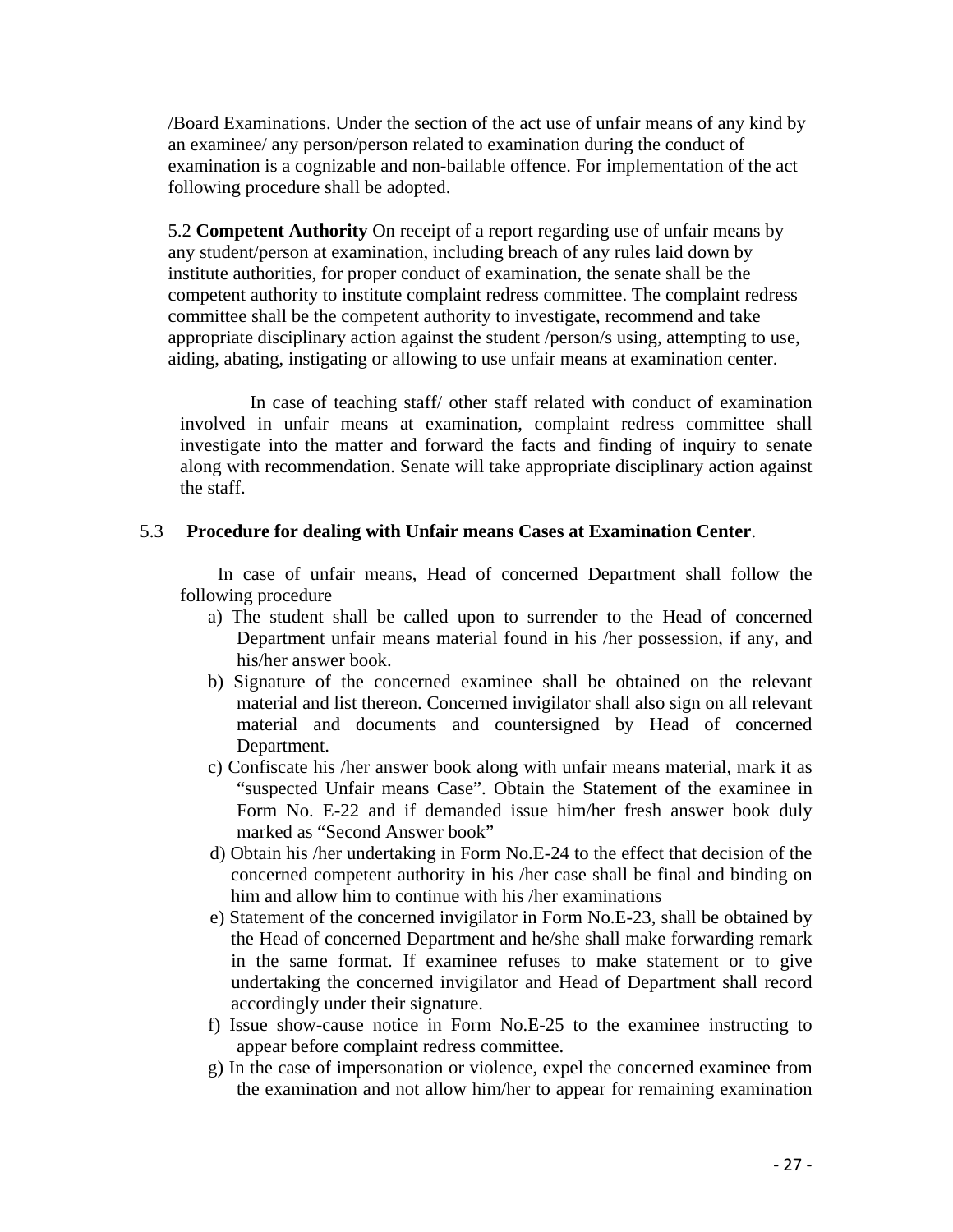/Board Examinations. Under the section of the act use of unfair means of any kind by an examinee/ any person/person related to examination during the conduct of examination is a cognizable and non-bailable offence. For implementation of the act following procedure shall be adopted.

5.2 **Competent Authority** On receipt of a report regarding use of unfair means by any student/person at examination, including breach of any rules laid down by institute authorities, for proper conduct of examination, the senate shall be the competent authority to institute complaint redress committee. The complaint redress committee shall be the competent authority to investigate, recommend and take appropriate disciplinary action against the student /person/s using, attempting to use, aiding, abating, instigating or allowing to use unfair means at examination center.

In case of teaching staff/ other staff related with conduct of examination involved in unfair means at examination, complaint redress committee shall investigate into the matter and forward the facts and finding of inquiry to senate along with recommendation. Senate will take appropriate disciplinary action against the staff.

5.3 **Procedure for dealing with Unfair means Cases at Examination Center**.

In case of unfair means, Head of concerned Department shall follow the following procedure

a) The student shall be called upon to surrender to the Head of concerned Department unfair means material found in his /her possession, if any, and his/her answer book.

b) Signature of the concerned examinee shall be obtained on the relevant material and list thereon. Concerned invigilator shall also sign on all relevant material and documents and countersigned by Head of concerned Department.

c) Confiscate his /her answer book along with unfair means material, mark it as "suspected Unfair means Case". Obtain the Statement of the examinee in Form No. E-22 and if demanded issue him/her fresh answer book duly marked as "Second Answer book"

d) Obtain his /her undertaking in Form No.E-24 to the effect that decision of the concerned competent authority in his /her case shall be final and binding on him and allow him to continue with his /her examinations

e) Statement of the concerned invigilator in Form No.E-23, shall be obtained by the Head of concerned Department and he/she shall make forwarding remark in the same format. If examinee refuses to make statement or to give undertaking the concerned invigilator and Head of Department shall record accordingly under their signature.

f) Issue show-cause notice in Form No.E-25 to the examinee instructing to appear before complaint redress committee.

g) In the case of impersonation or violence, expel the concerned examinee from the examination and not allow him/her to appear for remaining examination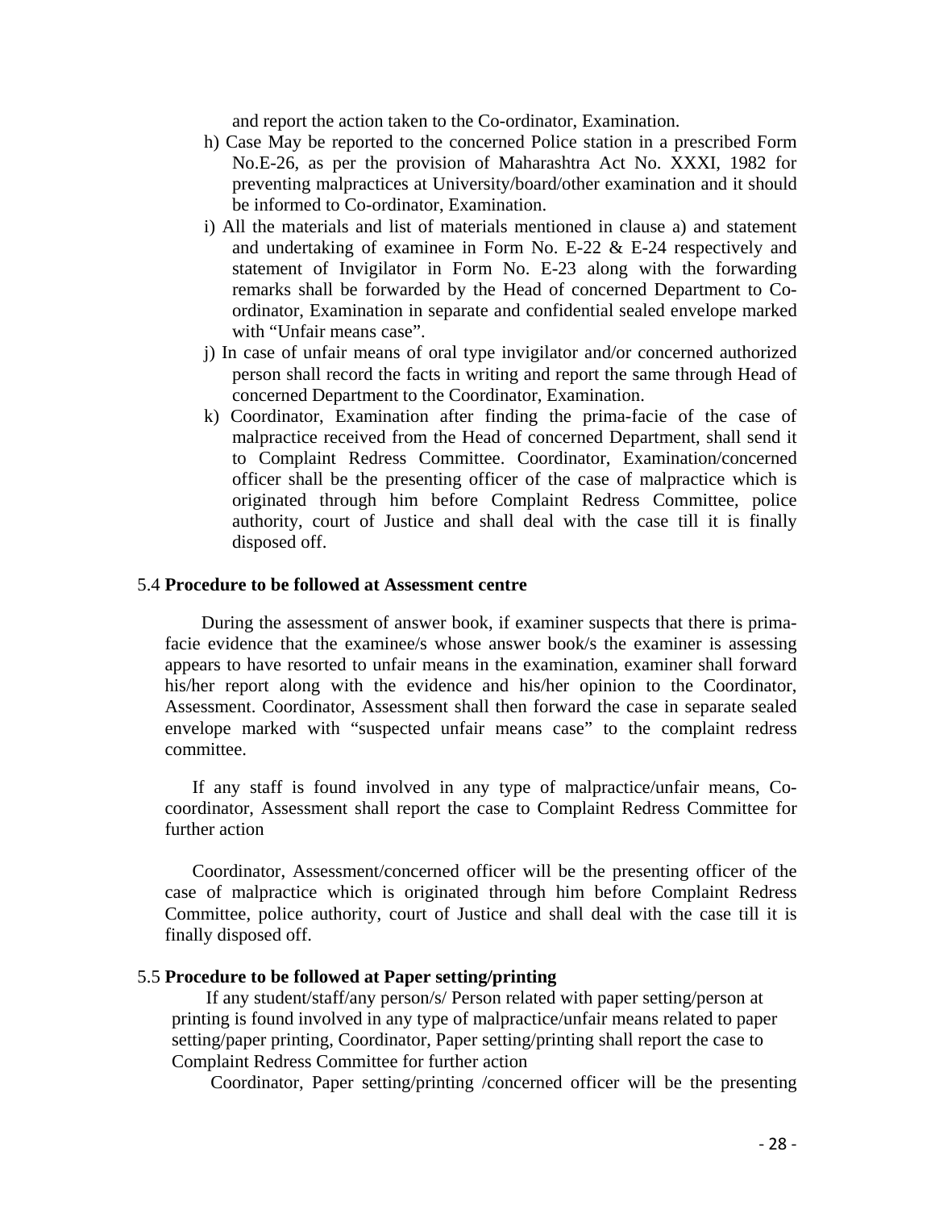and report the action taken to the Co-ordinator, Examination.

h) Case May be reported to the concerned Police station in a prescribed Form No.E-26, as per the provision of Maharashtra Act No. XXXI, 1982 for preventing malpractices at University/board/other examination and it should be informed to Co-ordinator, Examination.

i) All the materials and list of materials mentioned in clause a) and statement and undertaking of examinee in Form No. E-22 & E-24 respectively and statement of Invigilator in Form No. E-23 along with the forwarding remarks shall be forwarded by the Head of concerned Department to Co-ordinator, Examination in separate and confidential sealed envelope marked with “Unfair means case”.

j) In case of unfair means of oral type invigilator and/or concerned authorized person shall record the facts in writing and report the same through Head of concerned Department to the Coordinator, Examination.

k) Coordinator, Examination after finding the prima-facie of the case of malpractice received from the Head of concerned Department, shall send it to Complaint Redress Committee. Coordinator, Examination/concerned officer shall be the presenting officer of the case of malpractice which is originated through him before Complaint Redress Committee, police authority, court of Justice and shall deal with the case till it is finally disposed off.

5.4 **Procedure to be followed at Assessment centre**

During the assessment of answer book, if examiner suspects that there is prima-facie evidence that the examinee/s whose answer book/s the examiner is assessing appears to have resorted to unfair means in the examination, examiner shall forward his/her report along with the evidence and his/her opinion to the Coordinator, Assessment. Coordinator, Assessment shall then forward the case in separate sealed envelope marked with “suspected unfair means case” to the complaint redress committee.

If any staff is found involved in any type of malpractice/unfair means, Co-coordinator, Assessment shall report the case to Complaint Redress Committee for further action

Coordinator, Assessment/concerned officer will be the presenting officer of the case of malpractice which is originated through him before Complaint Redress Committee, police authority, court of Justice and shall deal with the case till it is finally disposed off.

5.5 **Procedure to be followed at Paper setting/printing**

If any student/staff/any person/s/ Person related with paper setting/person at printing is found involved in any type of malpractice/unfair means related to paper setting/paper printing, Coordinator, Paper setting/printing shall report the case to Complaint Redress Committee for further action

Coordinator, Paper setting/printing /concerned officer will be the presenting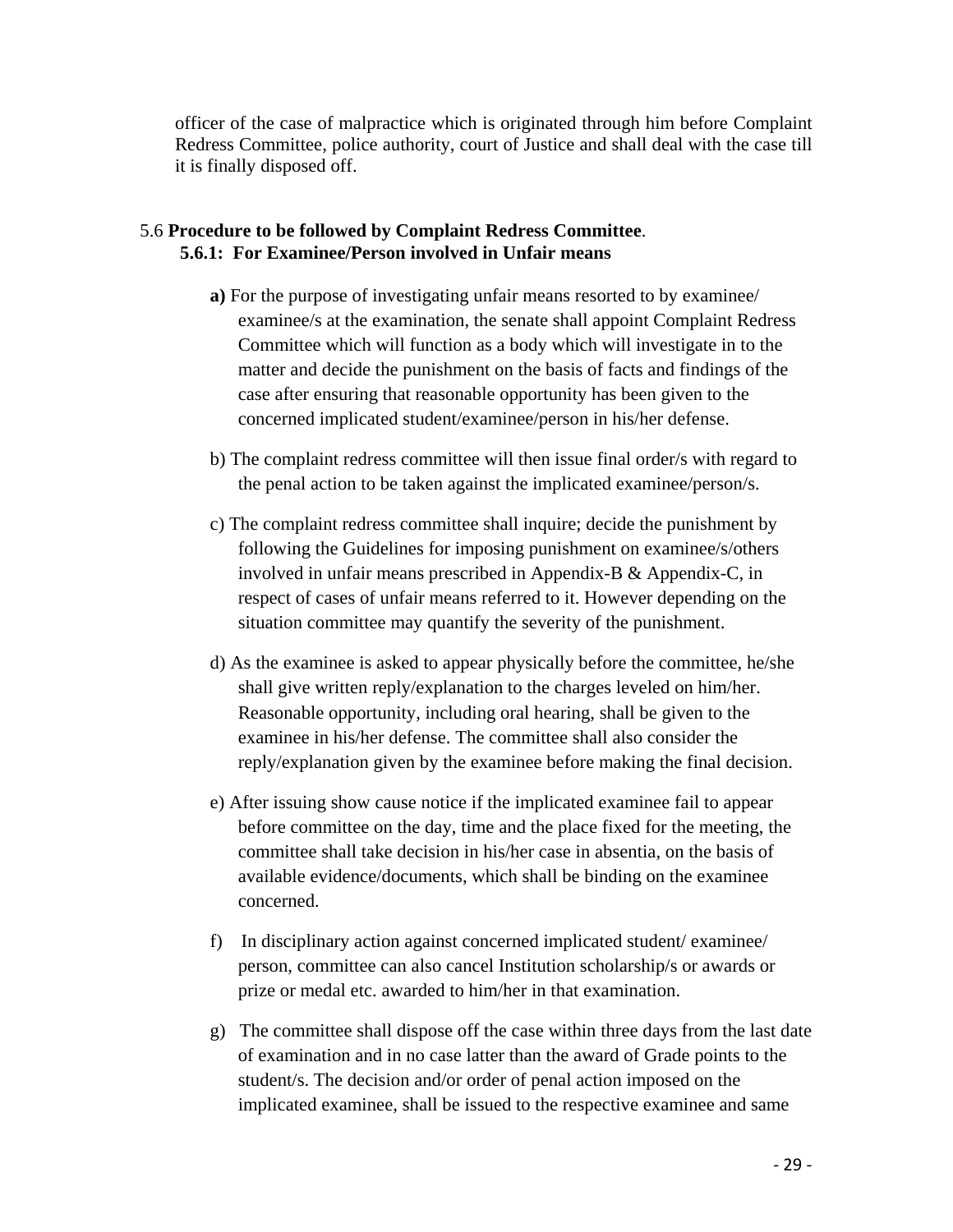officer of the case of malpractice which is originated through him before Complaint Redress Committee, police authority, court of Justice and shall deal with the case till it is finally disposed off.

5.6 **Procedure to be followed by Complaint Redress Committee**.

**5.6.1: For Examinee/Person involved in Unfair means**

**a)** For the purpose of investigating unfair means resorted to by examinee/ examinee/s at the examination, the senate shall appoint Complaint Redress Committee which will function as a body which will investigate in to the matter and decide the punishment on the basis of facts and findings of the case after ensuring that reasonable opportunity has been given to the concerned implicated student/examinee/person in his/her defense.

b) The complaint redress committee will then issue final order/s with regard to the penal action to be taken against the implicated examinee/person/s.

c) The complaint redress committee shall inquire; decide the punishment by following the Guidelines for imposing punishment on examinee/s/others involved in unfair means prescribed in Appendix-B & Appendix-C, in respect of cases of unfair means referred to it. However depending on the situation committee may quantify the severity of the punishment.

d) As the examinee is asked to appear physically before the committee, he/she shall give written reply/explanation to the charges leveled on him/her. Reasonable opportunity, including oral hearing, shall be given to the examinee in his/her defense. The committee shall also consider the reply/explanation given by the examinee before making the final decision.

e) After issuing show cause notice if the implicated examinee fail to appear before committee on the day, time and the place fixed for the meeting, the committee shall take decision in his/her case in absentia, on the basis of available evidence/documents, which shall be binding on the examinee concerned.

f) In disciplinary action against concerned implicated student/ examinee/ person, committee can also cancel Institution scholarship/s or awards or prize or medal etc. awarded to him/her in that examination.

g) The committee shall dispose off the case within three days from the last date of examination and in no case latter than the award of Grade points to the student/s. The decision and/or order of penal action imposed on the implicated examinee, shall be issued to the respective examinee and same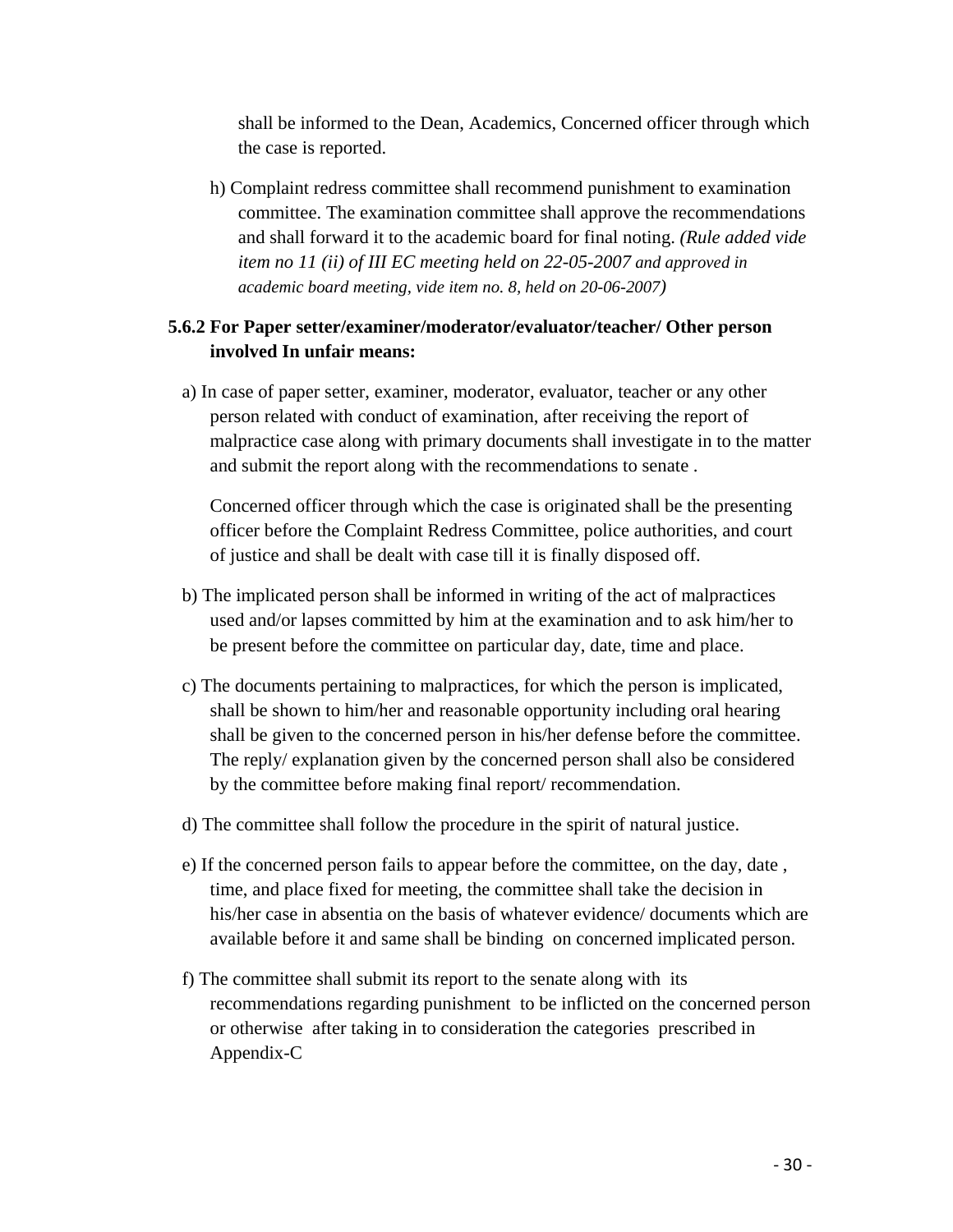shall be informed to the Dean, Academics, Concerned officer through which the case is reported.

h) Complaint redress committee shall recommend punishment to examination committee. The examination committee shall approve the recommendations and shall forward it to the academic board for final noting. *(Rule added vide item no 11 (ii) of III EC meeting held on 22-05-2007 and approved in academic board meeting, vide item no. 8, held on 20-06-2007)*

**5.6.2 For Paper setter/examiner/moderator/evaluator/teacher/ Other person involved In unfair means:**

a) In case of paper setter, examiner, moderator, evaluator, teacher or any other person related with conduct of examination, after receiving the report of malpractice case along with primary documents shall investigate in to the matter and submit the report along with the recommendations to senate .

Concerned officer through which the case is originated shall be the presenting officer before the Complaint Redress Committee, police authorities, and court of justice and shall be dealt with case till it is finally disposed off.

b) The implicated person shall be informed in writing of the act of malpractices used and/or lapses committed by him at the examination and to ask him/her to be present before the committee on particular day, date, time and place.

c) The documents pertaining to malpractices, for which the person is implicated, shall be shown to him/her and reasonable opportunity including oral hearing shall be given to the concerned person in his/her defense before the committee. The reply/ explanation given by the concerned person shall also be considered by the committee before making final report/ recommendation.

d) The committee shall follow the procedure in the spirit of natural justice.

e) If the concerned person fails to appear before the committee, on the day, date , time, and place fixed for meeting, the committee shall take the decision in his/her case in absentia on the basis of whatever evidence/ documents which are available before it and same shall be binding on concerned implicated person.

f) The committee shall submit its report to the senate along with its recommendations regarding punishment to be inflicted on the concerned person or otherwise after taking in to consideration the categories prescribed in Appendix-C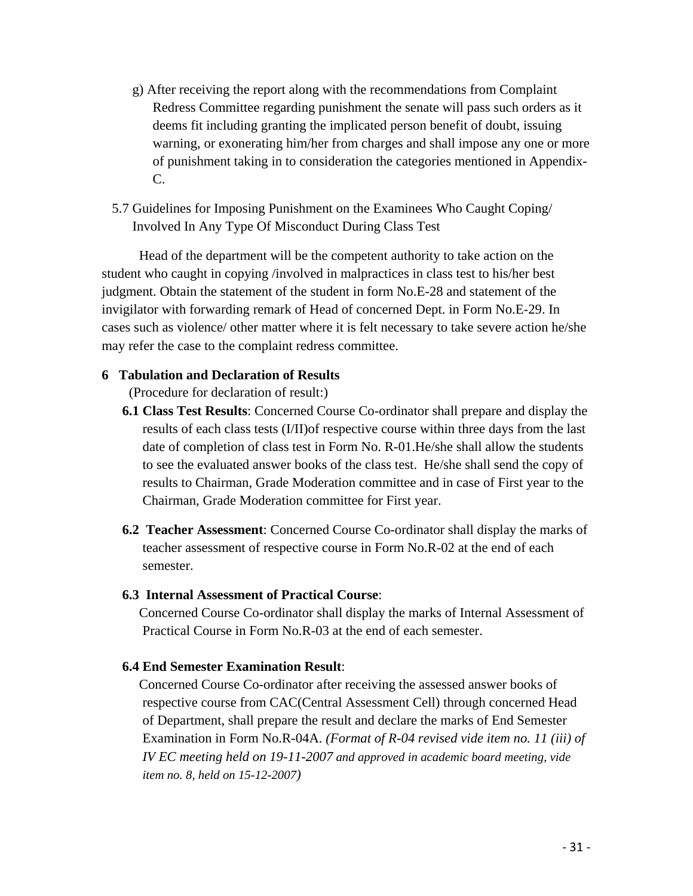g) After receiving the report along with the recommendations from Complaint Redress Committee regarding punishment the senate will pass such orders as it deems fit including granting the implicated person benefit of doubt, issuing warning, or exonerating him/her from charges and shall impose any one or more of punishment taking in to consideration the categories mentioned in Appendix-C.

5.7 Guidelines for Imposing Punishment on the Examinees Who Caught Coping/ Involved In Any Type Of Misconduct During Class Test

Head of the department will be the competent authority to take action on the student who caught in copying /involved in malpractices in class test to his/her best judgment. Obtain the statement of the student in form No.E-28 and statement of the invigilator with forwarding remark of Head of concerned Dept. in Form No.E-29. In cases such as violence/ other matter where it is felt necessary to take severe action he/she may refer the case to the complaint redress committee.

## 6 Tabulation and Declaration of Results

(Procedure for declaration of result:)

**6.1 Class Test Results**: Concerned Course Co-ordinator shall prepare and display the results of each class tests (I/II)of respective course within three days from the last date of completion of class test in Form No. R-01.He/she shall allow the students to see the evaluated answer books of the class test. He/she shall send the copy of results to Chairman, Grade Moderation committee and in case of First year to the Chairman, Grade Moderation committee for First year.

**6.2 Teacher Assessment**: Concerned Course Co-ordinator shall display the marks of teacher assessment of respective course in Form No.R-02 at the end of each semester.

**6.3 Internal Assessment of Practical Course**:

Concerned Course Co-ordinator shall display the marks of Internal Assessment of Practical Course in Form No.R-03 at the end of each semester.

**6.4 End Semester Examination Result**:

Concerned Course Co-ordinator after receiving the assessed answer books of respective course from CAC(Central Assessment Cell) through concerned Head of Department, shall prepare the result and declare the marks of End Semester Examination in Form No.R-04A. *(Format of R-04 revised vide item no. 11 (iii) of IV EC meeting held on 19-11-2007 and approved in academic board meeting, vide item no. 8, held on 15-12-2007)*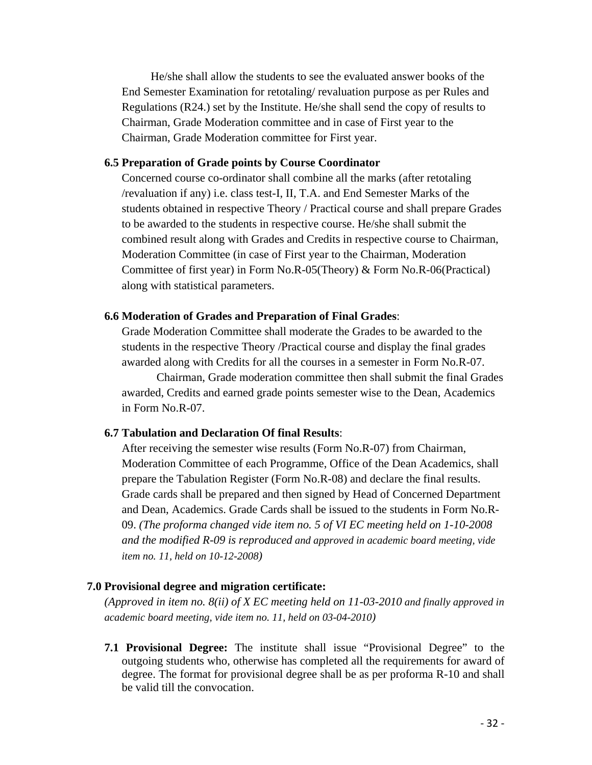He/she shall allow the students to see the evaluated answer books of the End Semester Examination for retotaling/ revaluation purpose as per Rules and Regulations (R24.) set by the Institute. He/she shall send the copy of results to Chairman, Grade Moderation committee and in case of First year to the Chairman, Grade Moderation committee for First year.

**6.5 Preparation of Grade points by Course Coordinator**

Concerned course co-ordinator shall combine all the marks (after retotaling /revaluation if any) i.e. class test-I, II, T.A. and End Semester Marks of the students obtained in respective Theory / Practical course and shall prepare Grades to be awarded to the students in respective course. He/she shall submit the combined result along with Grades and Credits in respective course to Chairman, Moderation Committee (in case of First year to the Chairman, Moderation Committee of first year) in Form No.R-05(Theory) & Form No.R-06(Practical) along with statistical parameters.

**6.6 Moderation of Grades and Preparation of Final Grades**:

Grade Moderation Committee shall moderate the Grades to be awarded to the students in the respective Theory /Practical course and display the final grades awarded along with Credits for all the courses in a semester in Form No.R-07.

Chairman, Grade moderation committee then shall submit the final Grades awarded, Credits and earned grade points semester wise to the Dean, Academics in Form No.R-07.

**6.7 Tabulation and Declaration Of final Results**:

After receiving the semester wise results (Form No.R-07) from Chairman, Moderation Committee of each Programme, Office of the Dean Academics, shall prepare the Tabulation Register (Form No.R-08) and declare the final results. Grade cards shall be prepared and then signed by Head of Concerned Department and Dean, Academics. Grade Cards shall be issued to the students in Form No.R-09. *(The proforma changed vide item no. 5 of VI EC meeting held on 1-10-2008 and the modified R-09 is reproduced and approved in academic board meeting, vide item no. 11, held on 10-12-2008)*

**7.0 Provisional degree and migration certificate:**

*(Approved in item no. 8(ii) of X EC meeting held on 11-03-2010 and finally approved in academic board meeting, vide item no. 11, held on 03-04-2010)*

**7.1 Provisional Degree:** The institute shall issue "Provisional Degree" to the outgoing students who, otherwise has completed all the requirements for award of degree. The format for provisional degree shall be as per proforma R-10 and shall be valid till the convocation.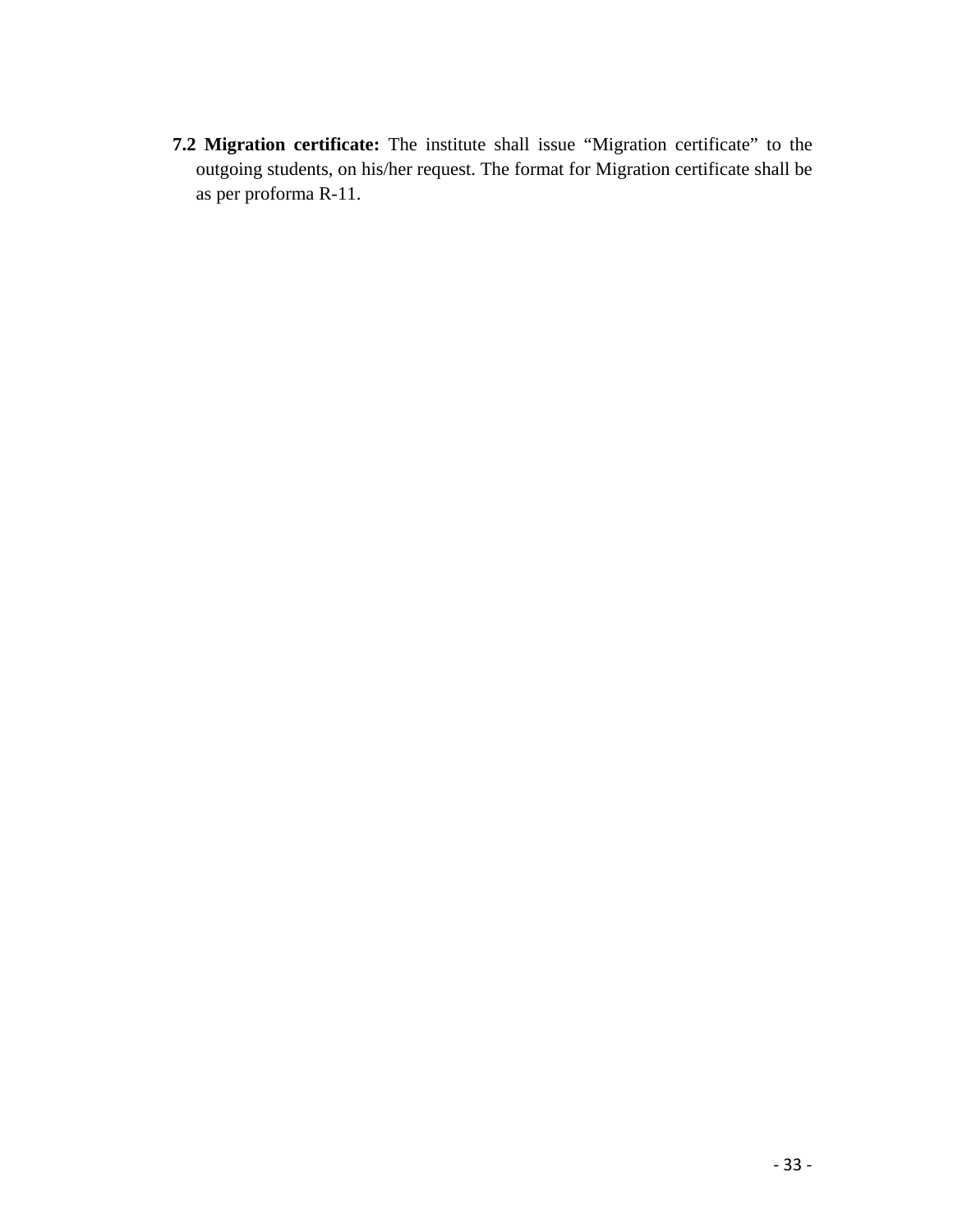**7.2 Migration certificate:** The institute shall issue “Migration certificate” to the outgoing students, on his/her request. The format for Migration certificate shall be as per proforma R-11.